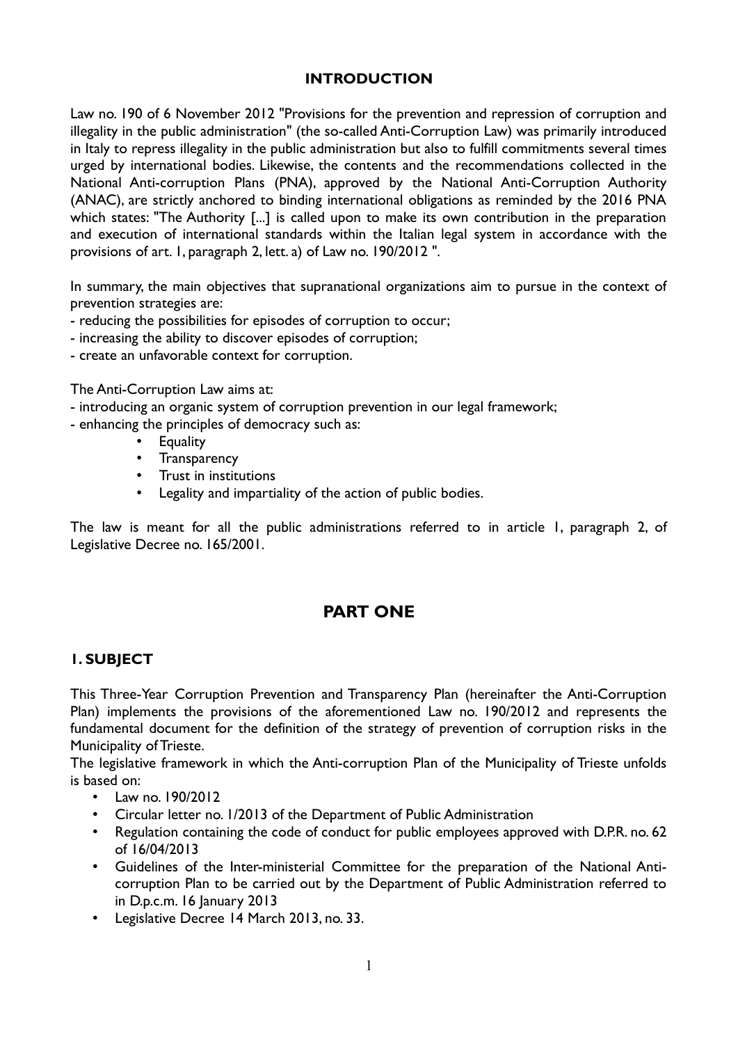# INTRODUCTION

Law no. 190 of 6 November 2012 "Provisions for the prevention and repression of corruption and illegality in the public administration" (the so-called Anti-Corruption Law) was primarily introduced in Italy to repress illegality in the public administration but also to fulfill commitments several times urged by international bodies. Likewise, the contents and the recommendations collected in the National Anti-corruption Plans (PNA), approved by the National Anti-Corruption Authority (ANAC), are strictly anchored to binding international obligations as reminded by the 2016 PNA which states: "The Authority [...] is called upon to make its own contribution in the preparation and execution of international standards within the Italian legal system in accordance with the provisions of art. 1, paragraph 2, lett. a) of Law no. 190/2012 ".

In summary, the main objectives that supranational organizations aim to pursue in the context of prevention strategies are:
- reducing the possibilities for episodes of corruption to occur;
- increasing the ability to discover episodes of corruption;
- create an unfavorable context for corruption.

The Anti-Corruption Law aims at:
- introducing an organic system of corruption prevention in our legal framework;
- enhancing the principles of democracy such as:
  - Equality
  - Transparency
  - Trust in institutions
  - Legality and impartiality of the action of public bodies.

The law is meant for all the public administrations referred to in article 1, paragraph 2, of Legislative Decree no. 165/2001.

# PART ONE

## 1. SUBJECT

This Three-Year Corruption Prevention and Transparency Plan (hereinafter the Anti-Corruption Plan) implements the provisions of the aforementioned Law no. 190/2012 and represents the fundamental document for the definition of the strategy of prevention of corruption risks in the Municipality of Trieste.
The legislative framework in which the Anti-corruption Plan of the Municipality of Trieste unfolds is based on:

- Law no. 190/2012
- Circular letter no. 1/2013 of the Department of Public Administration
- Regulation containing the code of conduct for public employees approved with D.P.R. no. 62 of 16/04/2013
- Guidelines of the Inter-ministerial Committee for the preparation of the National Anti-corruption Plan to be carried out by the Department of Public Administration referred to in D.p.c.m. 16 January 2013
- Legislative Decree 14 March 2013, no. 33.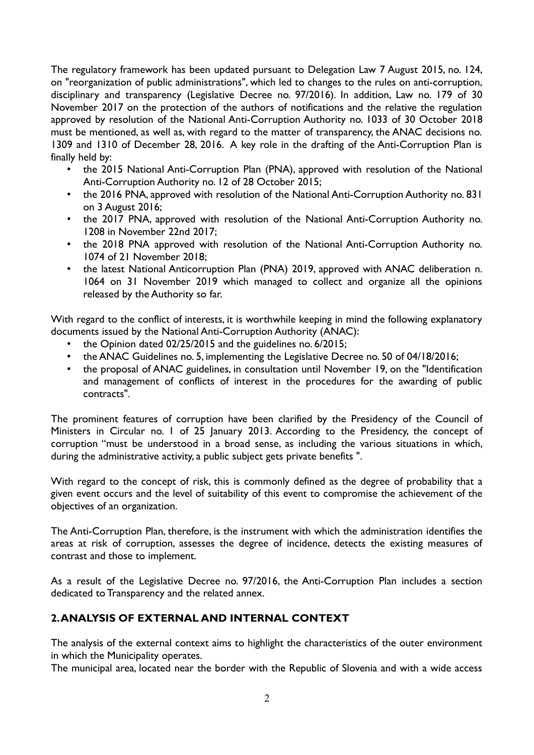The regulatory framework has been updated pursuant to Delegation Law 7 August 2015, no. 124, on "reorganization of public administrations", which led to changes to the rules on anti-corruption, disciplinary and transparency (Legislative Decree no. 97/2016). In addition, Law no. 179 of 30 November 2017 on the protection of the authors of notifications and the relative the regulation approved by resolution of the National Anti-Corruption Authority no. 1033 of 30 October 2018 must be mentioned, as well as, with regard to the matter of transparency, the ANAC decisions no. 1309 and 1310 of December 28, 2016. A key role in the drafting of the Anti-Corruption Plan is finally held by:

- the 2015 National Anti-Corruption Plan (PNA), approved with resolution of the National Anti-Corruption Authority no. 12 of 28 October 2015;
- the 2016 PNA, approved with resolution of the National Anti-Corruption Authority no. 831 on 3 August 2016;
- the 2017 PNA, approved with resolution of the National Anti-Corruption Authority no. 1208 in November 22nd 2017;
- the 2018 PNA approved with resolution of the National Anti-Corruption Authority no. 1074 of 21 November 2018;
- the latest National Anticorruption Plan (PNA) 2019, approved with ANAC deliberation n. 1064 on 31 November 2019 which managed to collect and organize all the opinions released by the Authority so far.

With regard to the conflict of interests, it is worthwhile keeping in mind the following explanatory documents issued by the National Anti-Corruption Authority (ANAC):

- the Opinion dated 02/25/2015 and the guidelines no. 6/2015;
- the ANAC Guidelines no. 5, implementing the Legislative Decree no. 50 of 04/18/2016;
- the proposal of ANAC guidelines, in consultation until November 19, on the "Identification and management of conflicts of interest in the procedures for the awarding of public contracts".

The prominent features of corruption have been clarified by the Presidency of the Council of Ministers in Circular no. 1 of 25 January 2013. According to the Presidency, the concept of corruption "must be understood in a broad sense, as including the various situations in which, during the administrative activity, a public subject gets private benefits ".

With regard to the concept of risk, this is commonly defined as the degree of probability that a given event occurs and the level of suitability of this event to compromise the achievement of the objectives of an organization.

The Anti-Corruption Plan, therefore, is the instrument with which the administration identifies the areas at risk of corruption, assesses the degree of incidence, detects the existing measures of contrast and those to implement.

As a result of the Legislative Decree no. 97/2016, the Anti-Corruption Plan includes a section dedicated to Transparency and the related annex.

## 2. ANALYSIS OF EXTERNAL AND INTERNAL CONTEXT

The analysis of the external context aims to highlight the characteristics of the outer environment in which the Municipality operates.

The municipal area, located near the border with the Republic of Slovenia and with a wide access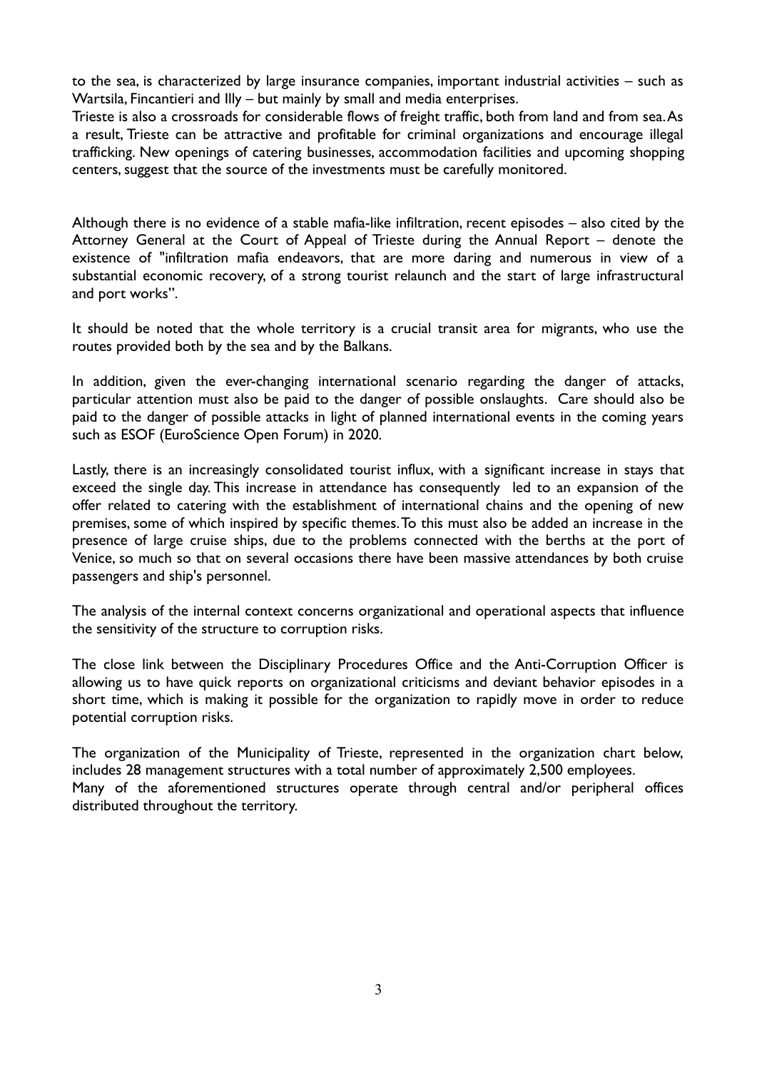to the sea, is characterized by large insurance companies, important industrial activities – such as Wartsila, Fincantieri and Illy – but mainly by small and media enterprises.
Trieste is also a crossroads for considerable flows of freight traffic, both from land and from sea. As a result, Trieste can be attractive and profitable for criminal organizations and encourage illegal trafficking. New openings of catering businesses, accommodation facilities and upcoming shopping centers, suggest that the source of the investments must be carefully monitored.

Although there is no evidence of a stable mafia-like infiltration, recent episodes – also cited by the Attorney General at the Court of Appeal of Trieste during the Annual Report – denote the existence of "infiltration mafia endeavors, that are more daring and numerous in view of a substantial economic recovery, of a strong tourist relaunch and the start of large infrastructural and port works".

It should be noted that the whole territory is a crucial transit area for migrants, who use the routes provided both by the sea and by the Balkans.

In addition, given the ever-changing international scenario regarding the danger of attacks, particular attention must also be paid to the danger of possible onslaughts. Care should also be paid to the danger of possible attacks in light of planned international events in the coming years such as ESOF (EuroScience Open Forum) in 2020.

Lastly, there is an increasingly consolidated tourist influx, with a significant increase in stays that exceed the single day. This increase in attendance has consequently led to an expansion of the offer related to catering with the establishment of international chains and the opening of new premises, some of which inspired by specific themes. To this must also be added an increase in the presence of large cruise ships, due to the problems connected with the berths at the port of Venice, so much so that on several occasions there have been massive attendances by both cruise passengers and ship's personnel.

The analysis of the internal context concerns organizational and operational aspects that influence the sensitivity of the structure to corruption risks.

The close link between the Disciplinary Procedures Office and the Anti-Corruption Officer is allowing us to have quick reports on organizational criticisms and deviant behavior episodes in a short time, which is making it possible for the organization to rapidly move in order to reduce potential corruption risks.

The organization of the Municipality of Trieste, represented in the organization chart below, includes 28 management structures with a total number of approximately 2,500 employees.
Many of the aforementioned structures operate through central and/or peripheral offices distributed throughout the territory.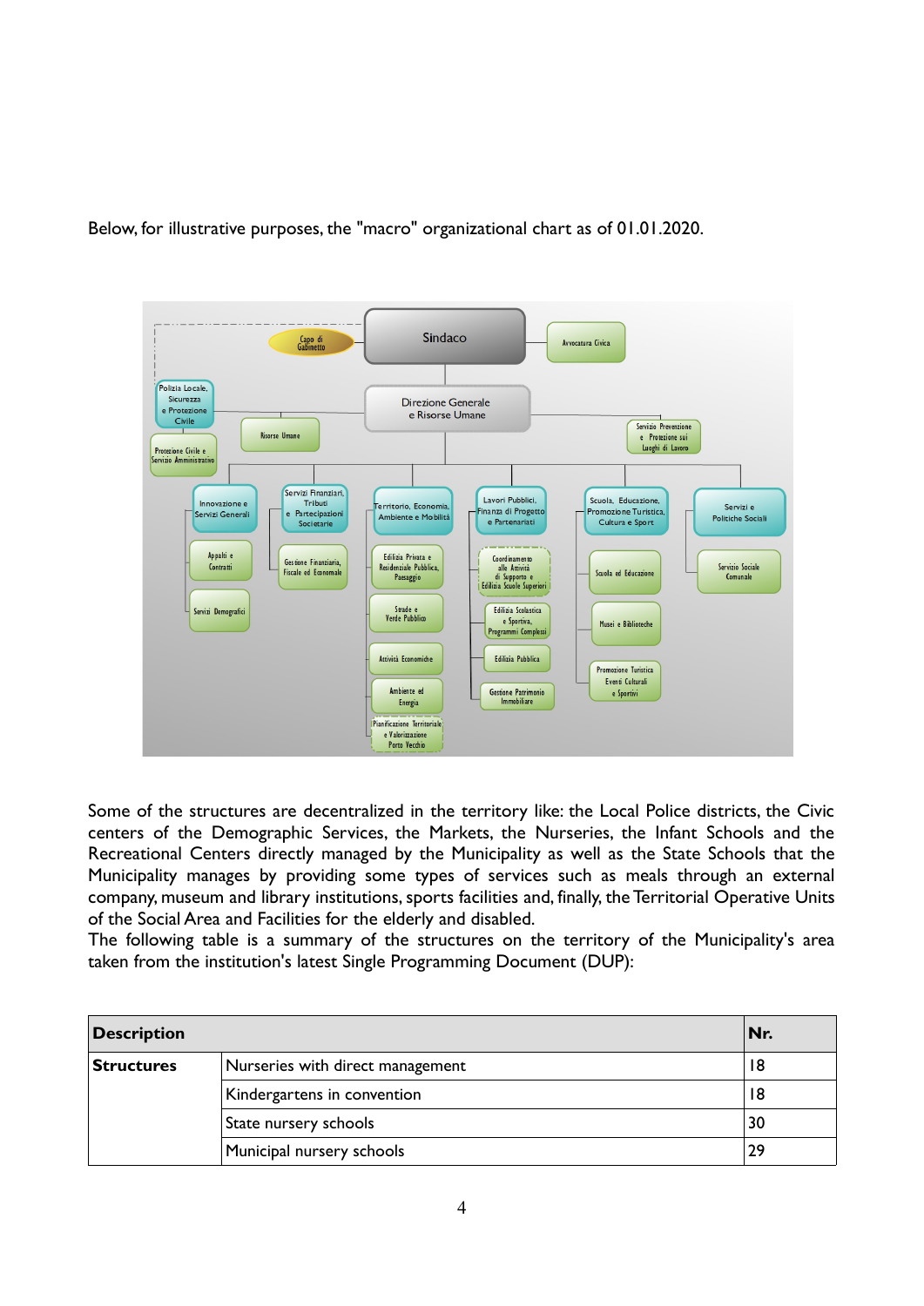Below, for illustrative purposes, the "macro" organizational chart as of 01.01.2020.

Some of the structures are decentralized in the territory like: the Local Police districts, the Civic centers of the Demographic Services, the Markets, the Nurseries, the Infant Schools and the Recreational Centers directly managed by the Municipality as well as the State Schools that the Municipality manages by providing some types of services such as meals through an external company, museum and library institutions, sports facilities and, finally, the Territorial Operative Units of the Social Area and Facilities for the elderly and disabled.

The following table is a summary of the structures on the territory of the Municipality's area taken from the institution's latest Single Programming Document (DUP):

| **Description** | | **Nr.** |
|---|---|---|
| **Structures** | Nurseries with direct management | 18 |
| | Kindergartens in convention | 18 |
| | State nursery schools | 30 |
| | Municipal nursery schools | 29 |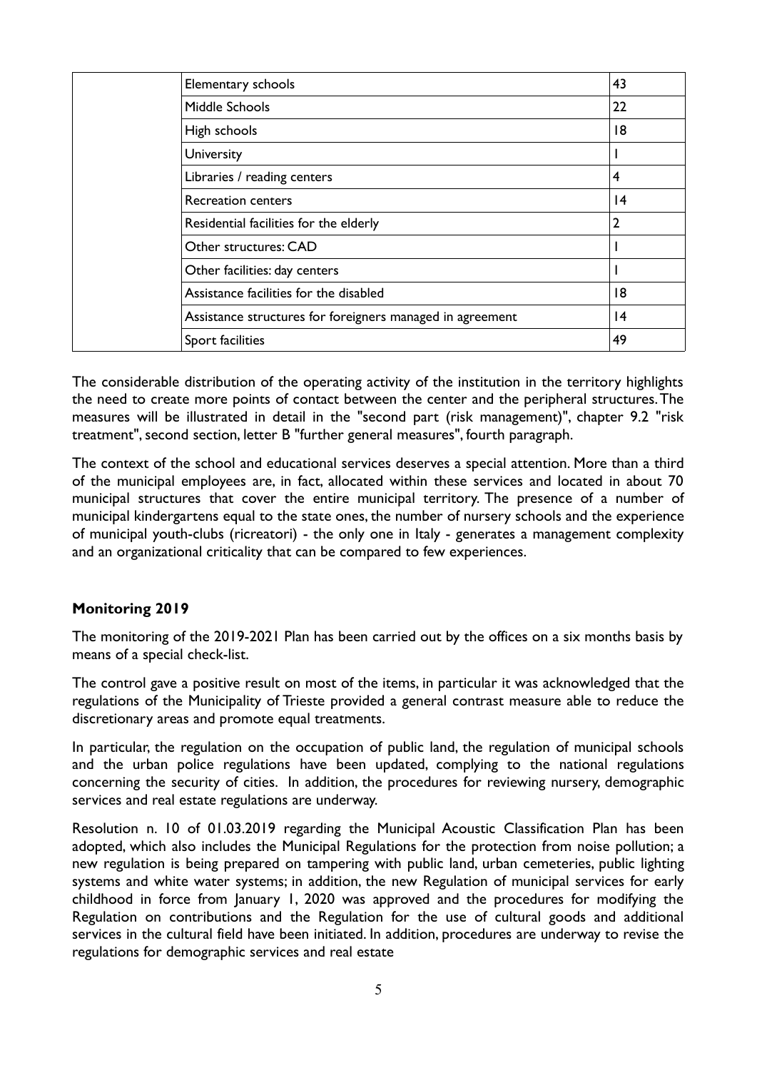| | | |
|---|---|---|
| | Elementary schools | 43 |
| | Middle Schools | 22 |
| | High schools | 18 |
| | University | 1 |
| | Libraries / reading centers | 4 |
| | Recreation centers | 14 |
| | Residential facilities for the elderly | 2 |
| | Other structures: CAD | 1 |
| | Other facilities: day centers | 1 |
| | Assistance facilities for the disabled | 18 |
| | Assistance structures for foreigners managed in agreement | 14 |
| | Sport facilities | 49 |

The considerable distribution of the operating activity of the institution in the territory highlights the need to create more points of contact between the center and the peripheral structures. The measures will be illustrated in detail in the "second part (risk management)", chapter 9.2 "risk treatment", second section, letter B "further general measures", fourth paragraph.

The context of the school and educational services deserves a special attention. More than a third of the municipal employees are, in fact, allocated within these services and located in about 70 municipal structures that cover the entire municipal territory. The presence of a number of municipal kindergartens equal to the state ones, the number of nursery schools and the experience of municipal youth-clubs (ricreatori) - the only one in Italy - generates a management complexity and an organizational criticality that can be compared to few experiences.

**Monitoring 2019**

The monitoring of the 2019-2021 Plan has been carried out by the offices on a six months basis by means of a special check-list.

The control gave a positive result on most of the items, in particular it was acknowledged that the regulations of the Municipality of Trieste provided a general contrast measure able to reduce the discretionary areas and promote equal treatments.

In particular, the regulation on the occupation of public land, the regulation of municipal schools and the urban police regulations have been updated, complying to the national regulations concerning the security of cities. In addition, the procedures for reviewing nursery, demographic services and real estate regulations are underway.

Resolution n. 10 of 01.03.2019 regarding the Municipal Acoustic Classification Plan has been adopted, which also includes the Municipal Regulations for the protection from noise pollution; a new regulation is being prepared on tampering with public land, urban cemeteries, public lighting systems and white water systems; in addition, the new Regulation of municipal services for early childhood in force from January 1, 2020 was approved and the procedures for modifying the Regulation on contributions and the Regulation for the use of cultural goods and additional services in the cultural field have been initiated. In addition, procedures are underway to revise the regulations for demographic services and real estate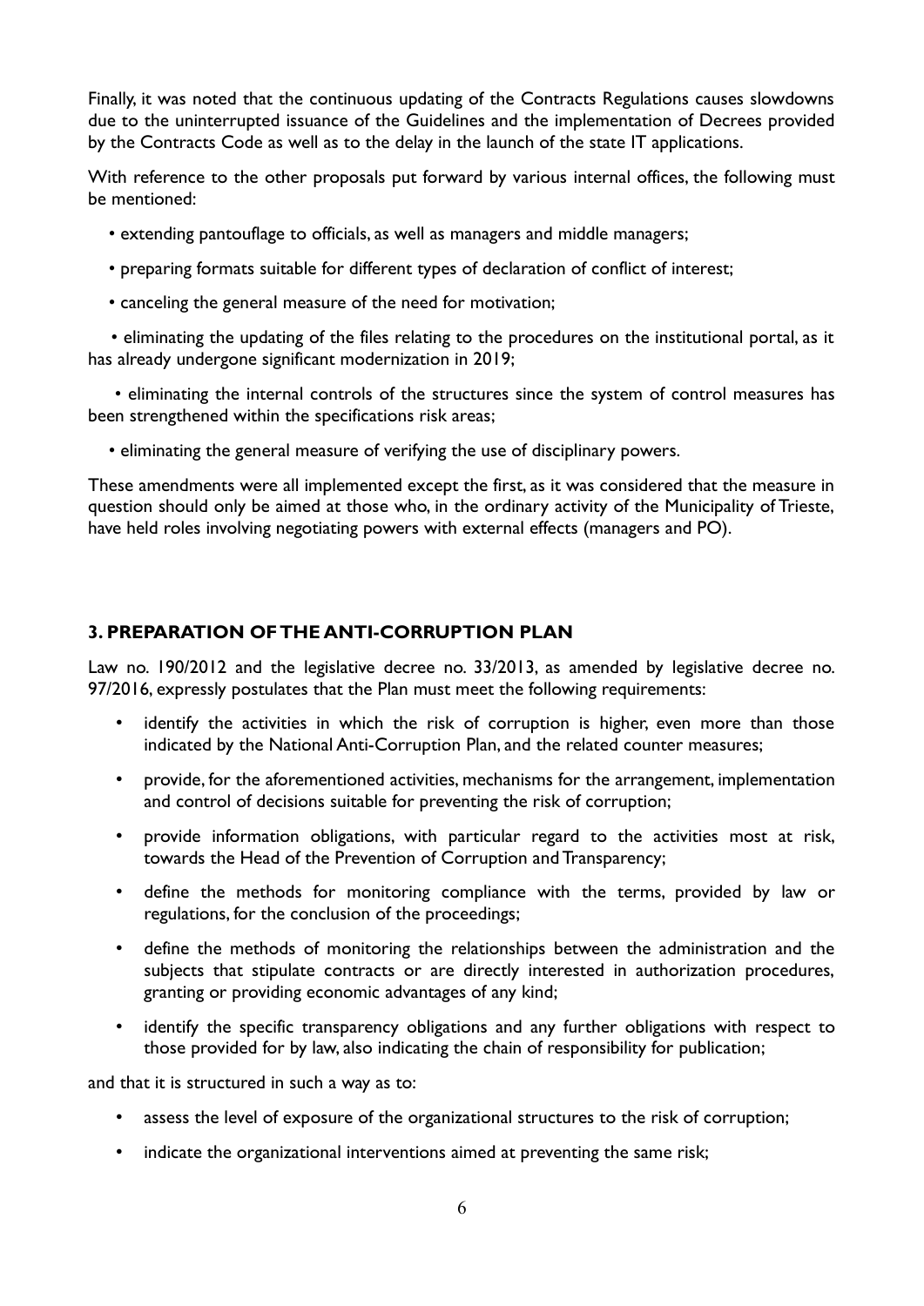Finally, it was noted that the continuous updating of the Contracts Regulations causes slowdowns due to the uninterrupted issuance of the Guidelines and the implementation of Decrees provided by the Contracts Code as well as to the delay in the launch of the state IT applications.

With reference to the other proposals put forward by various internal offices, the following must be mentioned:

- extending pantouflage to officials, as well as managers and middle managers;
- preparing formats suitable for different types of declaration of conflict of interest;
- canceling the general measure of the need for motivation;
- eliminating the updating of the files relating to the procedures on the institutional portal, as it has already undergone significant modernization in 2019;
- eliminating the internal controls of the structures since the system of control measures has been strengthened within the specifications risk areas;
- eliminating the general measure of verifying the use of disciplinary powers.

These amendments were all implemented except the first, as it was considered that the measure in question should only be aimed at those who, in the ordinary activity of the Municipality of Trieste, have held roles involving negotiating powers with external effects (managers and PO).

## 3. PREPARATION OF THE ANTI-CORRUPTION PLAN

Law no. 190/2012 and the legislative decree no. 33/2013, as amended by legislative decree no. 97/2016, expressly postulates that the Plan must meet the following requirements:

- identify the activities in which the risk of corruption is higher, even more than those indicated by the National Anti-Corruption Plan, and the related counter measures;
- provide, for the aforementioned activities, mechanisms for the arrangement, implementation and control of decisions suitable for preventing the risk of corruption;
- provide information obligations, with particular regard to the activities most at risk, towards the Head of the Prevention of Corruption and Transparency;
- define the methods for monitoring compliance with the terms, provided by law or regulations, for the conclusion of the proceedings;
- define the methods of monitoring the relationships between the administration and the subjects that stipulate contracts or are directly interested in authorization procedures, granting or providing economic advantages of any kind;
- identify the specific transparency obligations and any further obligations with respect to those provided for by law, also indicating the chain of responsibility for publication;

and that it is structured in such a way as to:

- assess the level of exposure of the organizational structures to the risk of corruption;
- indicate the organizational interventions aimed at preventing the same risk;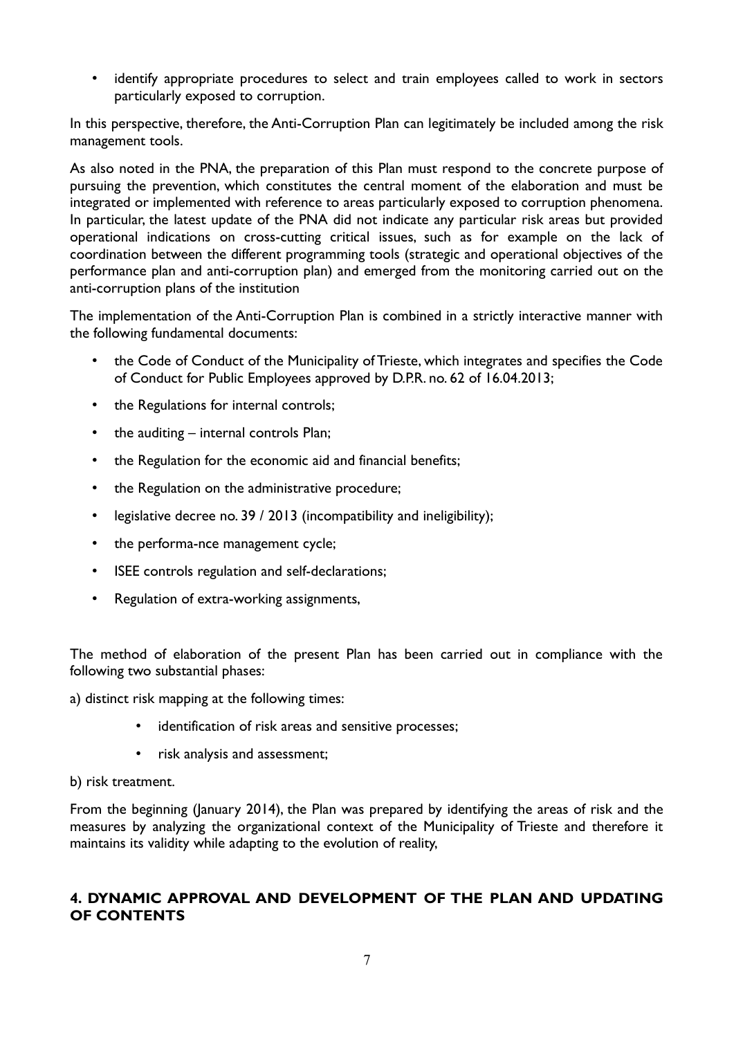- identify appropriate procedures to select and train employees called to work in sectors particularly exposed to corruption.

In this perspective, therefore, the Anti-Corruption Plan can legitimately be included among the risk management tools.

As also noted in the PNA, the preparation of this Plan must respond to the concrete purpose of pursuing the prevention, which constitutes the central moment of the elaboration and must be integrated or implemented with reference to areas particularly exposed to corruption phenomena. In particular, the latest update of the PNA did not indicate any particular risk areas but provided operational indications on cross-cutting critical issues, such as for example on the lack of coordination between the different programming tools (strategic and operational objectives of the performance plan and anti-corruption plan) and emerged from the monitoring carried out on the anti-corruption plans of the institution

The implementation of the Anti-Corruption Plan is combined in a strictly interactive manner with the following fundamental documents:

- the Code of Conduct of the Municipality of Trieste, which integrates and specifies the Code of Conduct for Public Employees approved by D.P.R. no. 62 of 16.04.2013;
- the Regulations for internal controls;
- the auditing – internal controls Plan;
- the Regulation for the economic aid and financial benefits;
- the Regulation on the administrative procedure;
- legislative decree no. 39 / 2013 (incompatibility and ineligibility);
- the performa-nce management cycle;
- ISEE controls regulation and self-declarations;
- Regulation of extra-working assignments,

The method of elaboration of the present Plan has been carried out in compliance with the following two substantial phases:

a) distinct risk mapping at the following times:

- identification of risk areas and sensitive processes;
- risk analysis and assessment;

b) risk treatment.

From the beginning (January 2014), the Plan was prepared by identifying the areas of risk and the measures by analyzing the organizational context of the Municipality of Trieste and therefore it maintains its validity while adapting to the evolution of reality,

## 4. DYNAMIC APPROVAL AND DEVELOPMENT OF THE PLAN AND UPDATING OF CONTENTS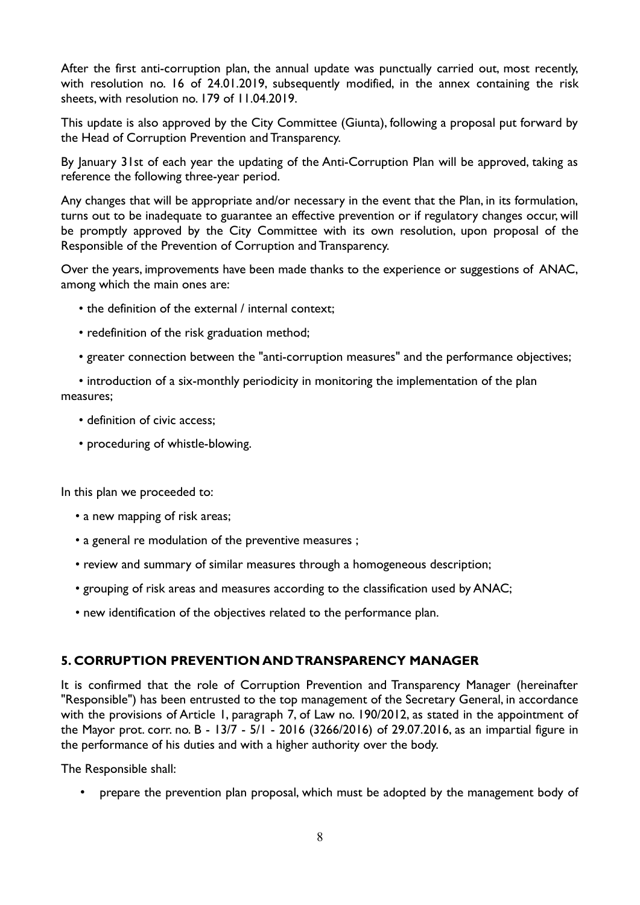After the first anti-corruption plan, the annual update was punctually carried out, most recently, with resolution no. 16 of 24.01.2019, subsequently modified, in the annex containing the risk sheets, with resolution no. 179 of 11.04.2019.

This update is also approved by the City Committee (Giunta), following a proposal put forward by the Head of Corruption Prevention and Transparency.

By January 31st of each year the updating of the Anti-Corruption Plan will be approved, taking as reference the following three-year period.

Any changes that will be appropriate and/or necessary in the event that the Plan, in its formulation, turns out to be inadequate to guarantee an effective prevention or if regulatory changes occur, will be promptly approved by the City Committee with its own resolution, upon proposal of the Responsible of the Prevention of Corruption and Transparency.

Over the years, improvements have been made thanks to the experience or suggestions of ANAC, among which the main ones are:

- the definition of the external / internal context;
- redefinition of the risk graduation method;
- greater connection between the "anti-corruption measures" and the performance objectives;
- introduction of a six-monthly periodicity in monitoring the implementation of the plan measures;
- definition of civic access;
- proceduring of whistle-blowing.

In this plan we proceeded to:

- a new mapping of risk areas;
- a general re modulation of the preventive measures ;
- review and summary of similar measures through a homogeneous description;
- grouping of risk areas and measures according to the classification used by ANAC;
- new identification of the objectives related to the performance plan.

## 5. CORRUPTION PREVENTION AND TRANSPARENCY MANAGER

It is confirmed that the role of Corruption Prevention and Transparency Manager (hereinafter "Responsible") has been entrusted to the top management of the Secretary General, in accordance with the provisions of Article 1, paragraph 7, of Law no. 190/2012, as stated in the appointment of the Mayor prot. corr. no. B - 13/7 - 5/1 - 2016 (3266/2016) of 29.07.2016, as an impartial figure in the performance of his duties and with a higher authority over the body.

The Responsible shall:

- prepare the prevention plan proposal, which must be adopted by the management body of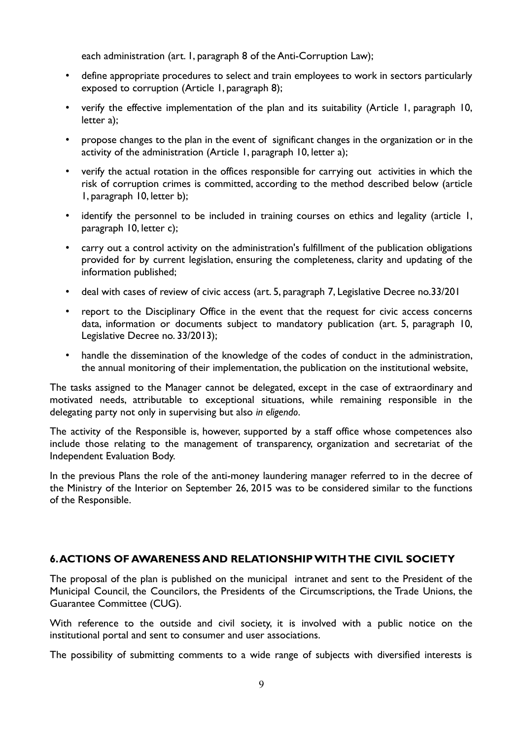each administration (art. 1, paragraph 8 of the Anti-Corruption Law);

- define appropriate procedures to select and train employees to work in sectors particularly exposed to corruption (Article 1, paragraph 8);
- verify the effective implementation of the plan and its suitability (Article 1, paragraph 10, letter a);
- propose changes to the plan in the event of significant changes in the organization or in the activity of the administration (Article 1, paragraph 10, letter a);
- verify the actual rotation in the offices responsible for carrying out activities in which the risk of corruption crimes is committed, according to the method described below (article 1, paragraph 10, letter b);
- identify the personnel to be included in training courses on ethics and legality (article 1, paragraph 10, letter c);
- carry out a control activity on the administration's fulfillment of the publication obligations provided for by current legislation, ensuring the completeness, clarity and updating of the information published;
- deal with cases of review of civic access (art. 5, paragraph 7, Legislative Decree no.33/201
- report to the Disciplinary Office in the event that the request for civic access concerns data, information or documents subject to mandatory publication (art. 5, paragraph 10, Legislative Decree no. 33/2013);
- handle the dissemination of the knowledge of the codes of conduct in the administration, the annual monitoring of their implementation, the publication on the institutional website,

The tasks assigned to the Manager cannot be delegated, except in the case of extraordinary and motivated needs, attributable to exceptional situations, while remaining responsible in the delegating party not only in supervising but also *in eligendo*.

The activity of the Responsible is, however, supported by a staff office whose competences also include those relating to the management of transparency, organization and secretariat of the Independent Evaluation Body.

In the previous Plans the role of the anti-money laundering manager referred to in the decree of the Ministry of the Interior on September 26, 2015 was to be considered similar to the functions of the Responsible.

## 6. ACTIONS OF AWARENESS AND RELATIONSHIP WITH THE CIVIL SOCIETY

The proposal of the plan is published on the municipal intranet and sent to the President of the Municipal Council, the Councilors, the Presidents of the Circumscriptions, the Trade Unions, the Guarantee Committee (CUG).

With reference to the outside and civil society, it is involved with a public notice on the institutional portal and sent to consumer and user associations.

The possibility of submitting comments to a wide range of subjects with diversified interests is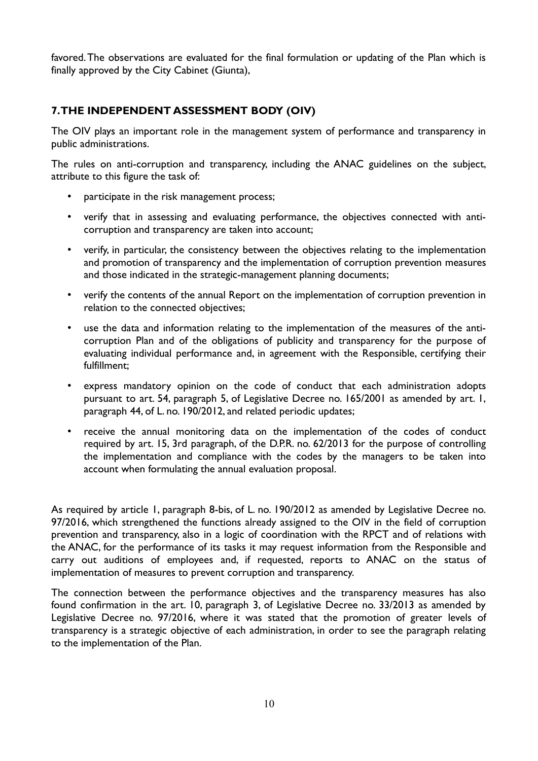favored. The observations are evaluated for the final formulation or updating of the Plan which is finally approved by the City Cabinet (Giunta),

## 7. THE INDEPENDENT ASSESSMENT BODY (OIV)

The OIV plays an important role in the management system of performance and transparency in public administrations.

The rules on anti-corruption and transparency, including the ANAC guidelines on the subject, attribute to this figure the task of:

- participate in the risk management process;
- verify that in assessing and evaluating performance, the objectives connected with anti-corruption and transparency are taken into account;
- verify, in particular, the consistency between the objectives relating to the implementation and promotion of transparency and the implementation of corruption prevention measures and those indicated in the strategic-management planning documents;
- verify the contents of the annual Report on the implementation of corruption prevention in relation to the connected objectives;
- use the data and information relating to the implementation of the measures of the anti-corruption Plan and of the obligations of publicity and transparency for the purpose of evaluating individual performance and, in agreement with the Responsible, certifying their fulfillment;
- express mandatory opinion on the code of conduct that each administration adopts pursuant to art. 54, paragraph 5, of Legislative Decree no. 165/2001 as amended by art. 1, paragraph 44, of L. no. 190/2012, and related periodic updates;
- receive the annual monitoring data on the implementation of the codes of conduct required by art. 15, 3rd paragraph, of the D.P.R. no. 62/2013 for the purpose of controlling the implementation and compliance with the codes by the managers to be taken into account when formulating the annual evaluation proposal.

As required by article 1, paragraph 8-bis, of L. no. 190/2012 as amended by Legislative Decree no. 97/2016, which strengthened the functions already assigned to the OIV in the field of corruption prevention and transparency, also in a logic of coordination with the RPCT and of relations with the ANAC, for the performance of its tasks it may request information from the Responsible and carry out auditions of employees and, if requested, reports to ANAC on the status of implementation of measures to prevent corruption and transparency.

The connection between the performance objectives and the transparency measures has also found confirmation in the art. 10, paragraph 3, of Legislative Decree no. 33/2013 as amended by Legislative Decree no. 97/2016, where it was stated that the promotion of greater levels of transparency is a strategic objective of each administration, in order to see the paragraph relating to the implementation of the Plan.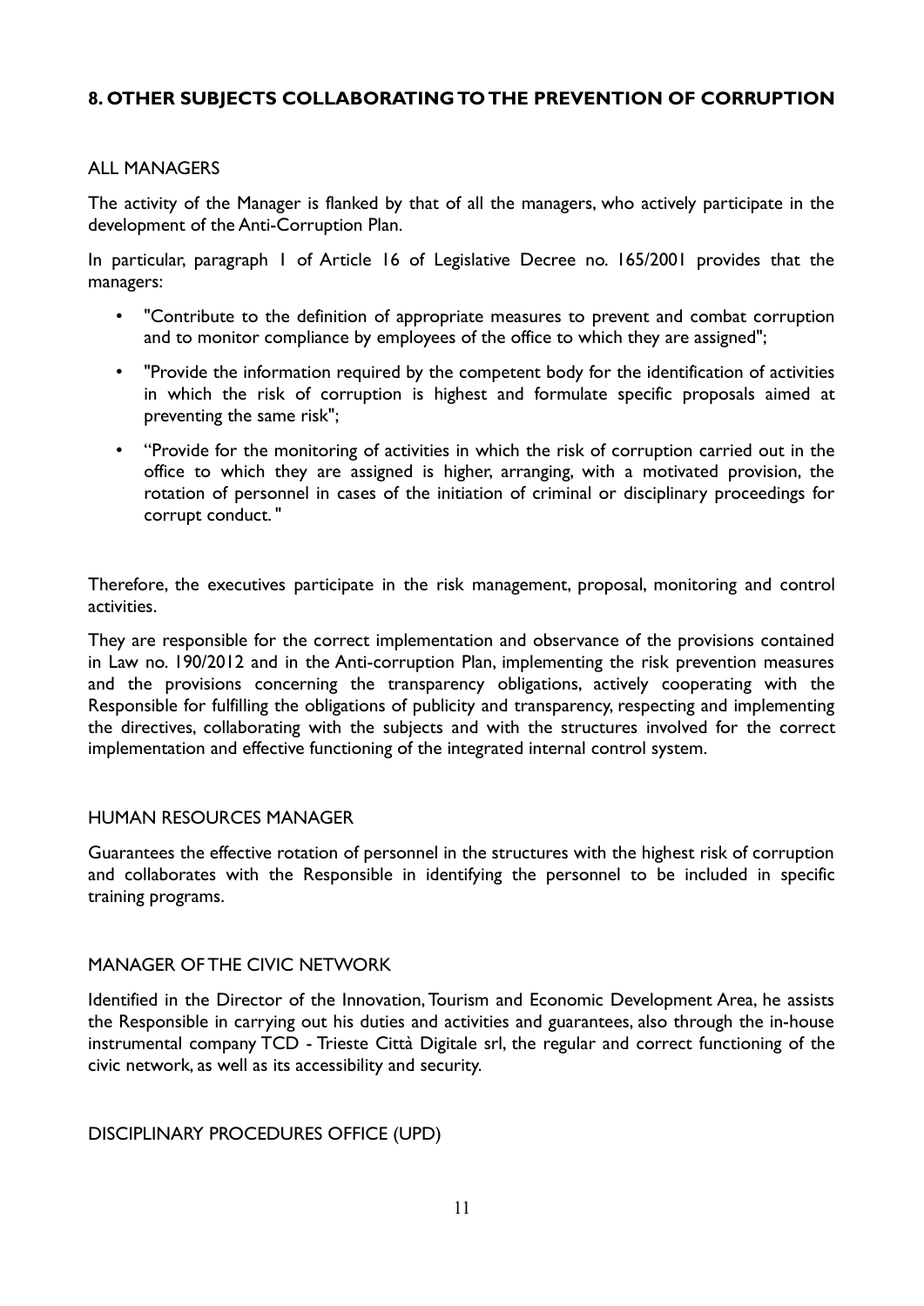## 8. OTHER SUBJECTS COLLABORATING TO THE PREVENTION OF CORRUPTION

### ALL MANAGERS

The activity of the Manager is flanked by that of all the managers, who actively participate in the development of the Anti-Corruption Plan.

In particular, paragraph 1 of Article 16 of Legislative Decree no. 165/2001 provides that the managers:

- "Contribute to the definition of appropriate measures to prevent and combat corruption and to monitor compliance by employees of the office to which they are assigned";
- "Provide the information required by the competent body for the identification of activities in which the risk of corruption is highest and formulate specific proposals aimed at preventing the same risk";
- "Provide for the monitoring of activities in which the risk of corruption carried out in the office to which they are assigned is higher, arranging, with a motivated provision, the rotation of personnel in cases of the initiation of criminal or disciplinary proceedings for corrupt conduct. "

Therefore, the executives participate in the risk management, proposal, monitoring and control activities.

They are responsible for the correct implementation and observance of the provisions contained in Law no. 190/2012 and in the Anti-corruption Plan, implementing the risk prevention measures and the provisions concerning the transparency obligations, actively cooperating with the Responsible for fulfilling the obligations of publicity and transparency, respecting and implementing the directives, collaborating with the subjects and with the structures involved for the correct implementation and effective functioning of the integrated internal control system.

### HUMAN RESOURCES MANAGER

Guarantees the effective rotation of personnel in the structures with the highest risk of corruption and collaborates with the Responsible in identifying the personnel to be included in specific training programs.

### MANAGER OF THE CIVIC NETWORK

Identified in the Director of the Innovation, Tourism and Economic Development Area, he assists the Responsible in carrying out his duties and activities and guarantees, also through the in-house instrumental company TCD - Trieste Città Digitale srl, the regular and correct functioning of the civic network, as well as its accessibility and security.

### DISCIPLINARY PROCEDURES OFFICE (UPD)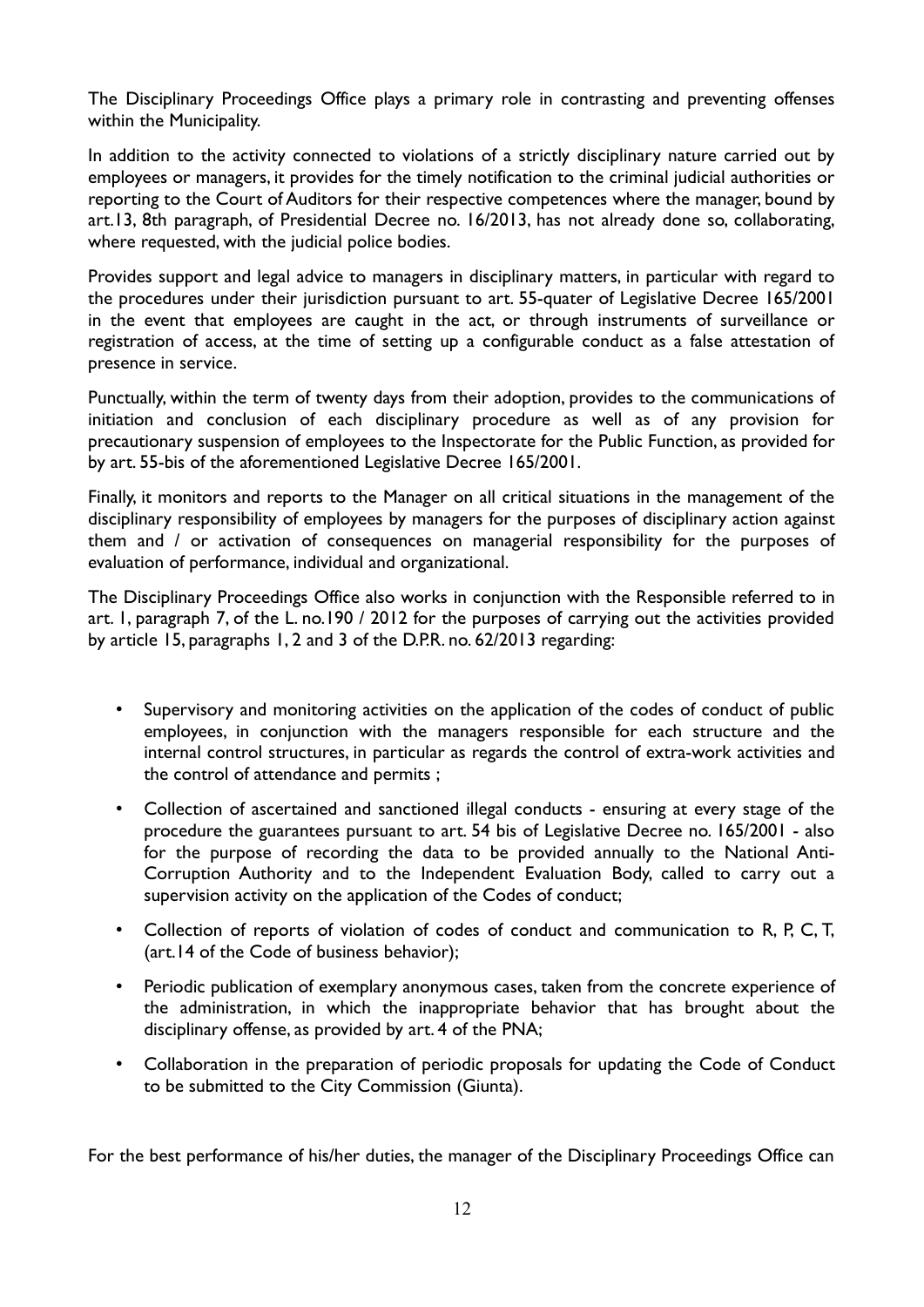The Disciplinary Proceedings Office plays a primary role in contrasting and preventing offenses within the Municipality.

In addition to the activity connected to violations of a strictly disciplinary nature carried out by employees or managers, it provides for the timely notification to the criminal judicial authorities or reporting to the Court of Auditors for their respective competences where the manager, bound by art.13, 8th paragraph, of Presidential Decree no. 16/2013, has not already done so, collaborating, where requested, with the judicial police bodies.

Provides support and legal advice to managers in disciplinary matters, in particular with regard to the procedures under their jurisdiction pursuant to art. 55-quater of Legislative Decree 165/2001 in the event that employees are caught in the act, or through instruments of surveillance or registration of access, at the time of setting up a configurable conduct as a false attestation of presence in service.

Punctually, within the term of twenty days from their adoption, provides to the communications of initiation and conclusion of each disciplinary procedure as well as of any provision for precautionary suspension of employees to the Inspectorate for the Public Function, as provided for by art. 55-bis of the aforementioned Legislative Decree 165/2001.

Finally, it monitors and reports to the Manager on all critical situations in the management of the disciplinary responsibility of employees by managers for the purposes of disciplinary action against them and / or activation of consequences on managerial responsibility for the purposes of evaluation of performance, individual and organizational.

The Disciplinary Proceedings Office also works in conjunction with the Responsible referred to in art. 1, paragraph 7, of the L. no.190 / 2012 for the purposes of carrying out the activities provided by article 15, paragraphs 1, 2 and 3 of the D.P.R. no. 62/2013 regarding:

- Supervisory and monitoring activities on the application of the codes of conduct of public employees, in conjunction with the managers responsible for each structure and the internal control structures, in particular as regards the control of extra-work activities and the control of attendance and permits ;
- Collection of ascertained and sanctioned illegal conducts - ensuring at every stage of the procedure the guarantees pursuant to art. 54 bis of Legislative Decree no. 165/2001 - also for the purpose of recording the data to be provided annually to the National Anti-Corruption Authority and to the Independent Evaluation Body, called to carry out a supervision activity on the application of the Codes of conduct;
- Collection of reports of violation of codes of conduct and communication to R, P, C, T, (art.14 of the Code of business behavior);
- Periodic publication of exemplary anonymous cases, taken from the concrete experience of the administration, in which the inappropriate behavior that has brought about the disciplinary offense, as provided by art. 4 of the PNA;
- Collaboration in the preparation of periodic proposals for updating the Code of Conduct to be submitted to the City Commission (Giunta).

For the best performance of his/her duties, the manager of the Disciplinary Proceedings Office can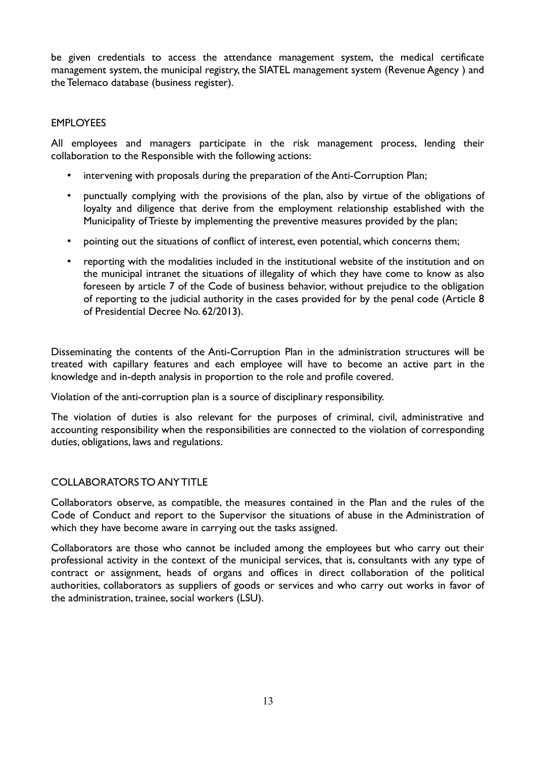be given credentials to access the attendance management system, the medical certificate management system, the municipal registry, the SIATEL management system (Revenue Agency ) and the Telemaco database (business register).

## EMPLOYEES

All employees and managers participate in the risk management process, lending their collaboration to the Responsible with the following actions:

- intervening with proposals during the preparation of the Anti-Corruption Plan;
- punctually complying with the provisions of the plan, also by virtue of the obligations of loyalty and diligence that derive from the employment relationship established with the Municipality of Trieste by implementing the preventive measures provided by the plan;
- pointing out the situations of conflict of interest, even potential, which concerns them;
- reporting with the modalities included in the institutional website of the institution and on the municipal intranet the situations of illegality of which they have come to know as also foreseen by article 7 of the Code of business behavior, without prejudice to the obligation of reporting to the judicial authority in the cases provided for by the penal code (Article 8 of Presidential Decree No. 62/2013).

Disseminating the contents of the Anti-Corruption Plan in the administration structures will be treated with capillary features and each employee will have to become an active part in the knowledge and in-depth analysis in proportion to the role and profile covered.

Violation of the anti-corruption plan is a source of disciplinary responsibility.

The violation of duties is also relevant for the purposes of criminal, civil, administrative and accounting responsibility when the responsibilities are connected to the violation of corresponding duties, obligations, laws and regulations.

## COLLABORATORS TO ANY TITLE

Collaborators observe, as compatible, the measures contained in the Plan and the rules of the Code of Conduct and report to the Supervisor the situations of abuse in the Administration of which they have become aware in carrying out the tasks assigned.

Collaborators are those who cannot be included among the employees but who carry out their professional activity in the context of the municipal services, that is, consultants with any type of contract or assignment, heads of organs and offices in direct collaboration of the political authorities, collaborators as suppliers of goods or services and who carry out works in favor of the administration, trainee, social workers (LSU).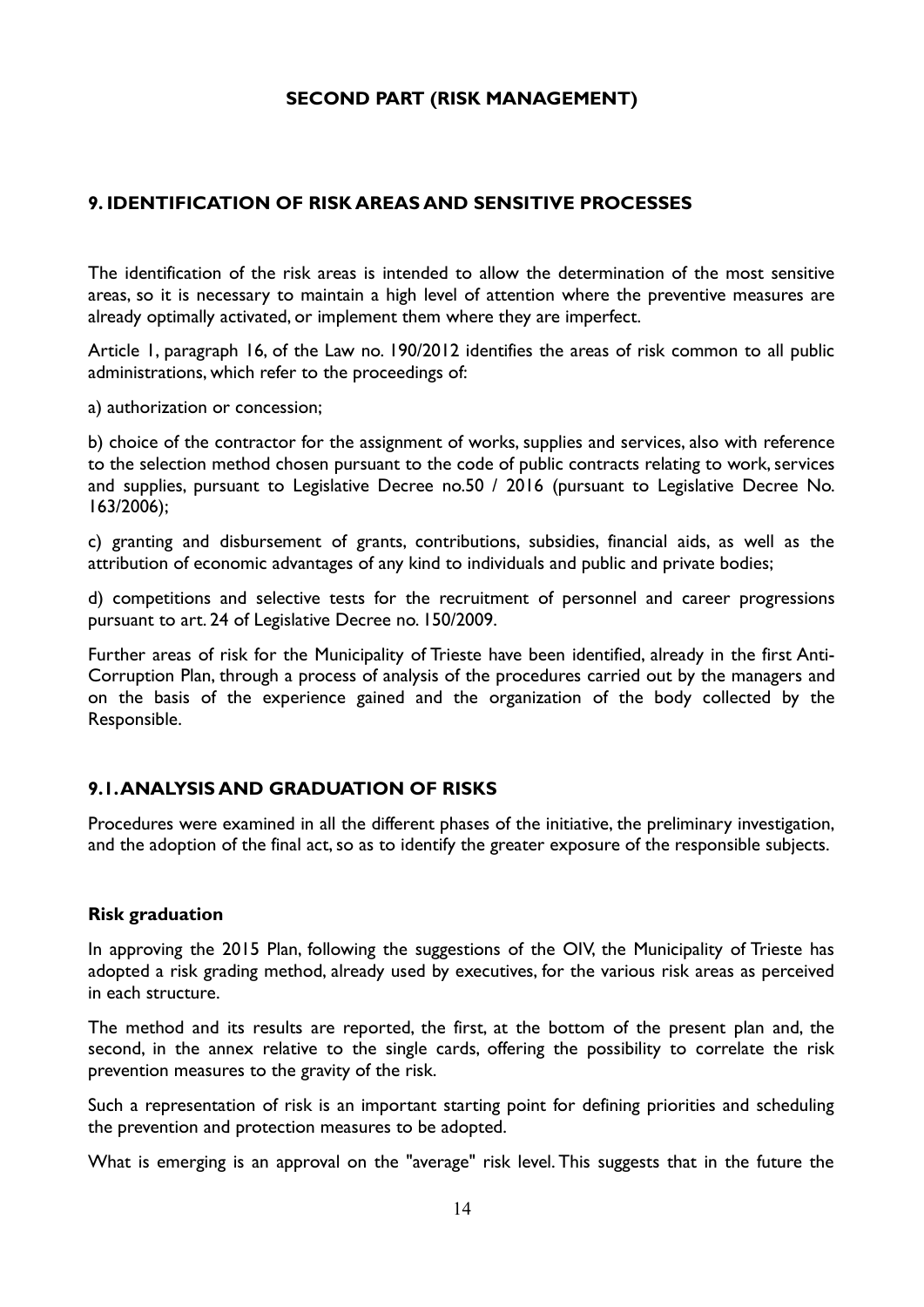## SECOND PART (RISK MANAGEMENT)

## 9. IDENTIFICATION OF RISK AREAS AND SENSITIVE PROCESSES

The identification of the risk areas is intended to allow the determination of the most sensitive areas, so it is necessary to maintain a high level of attention where the preventive measures are already optimally activated, or implement them where they are imperfect.

Article 1, paragraph 16, of the Law no. 190/2012 identifies the areas of risk common to all public administrations, which refer to the proceedings of:

a) authorization or concession;

b) choice of the contractor for the assignment of works, supplies and services, also with reference to the selection method chosen pursuant to the code of public contracts relating to work, services and supplies, pursuant to Legislative Decree no.50 / 2016 (pursuant to Legislative Decree No. 163/2006);

c) granting and disbursement of grants, contributions, subsidies, financial aids, as well as the attribution of economic advantages of any kind to individuals and public and private bodies;

d) competitions and selective tests for the recruitment of personnel and career progressions pursuant to art. 24 of Legislative Decree no. 150/2009.

Further areas of risk for the Municipality of Trieste have been identified, already in the first Anti-Corruption Plan, through a process of analysis of the procedures carried out by the managers and on the basis of the experience gained and the organization of the body collected by the Responsible.

### 9.1. ANALYSIS AND GRADUATION OF RISKS

Procedures were examined in all the different phases of the initiative, the preliminary investigation, and the adoption of the final act, so as to identify the greater exposure of the responsible subjects.

**Risk graduation**

In approving the 2015 Plan, following the suggestions of the OIV, the Municipality of Trieste has adopted a risk grading method, already used by executives, for the various risk areas as perceived in each structure.

The method and its results are reported, the first, at the bottom of the present plan and, the second, in the annex relative to the single cards, offering the possibility to correlate the risk prevention measures to the gravity of the risk.

Such a representation of risk is an important starting point for defining priorities and scheduling the prevention and protection measures to be adopted.

What is emerging is an approval on the "average" risk level. This suggests that in the future the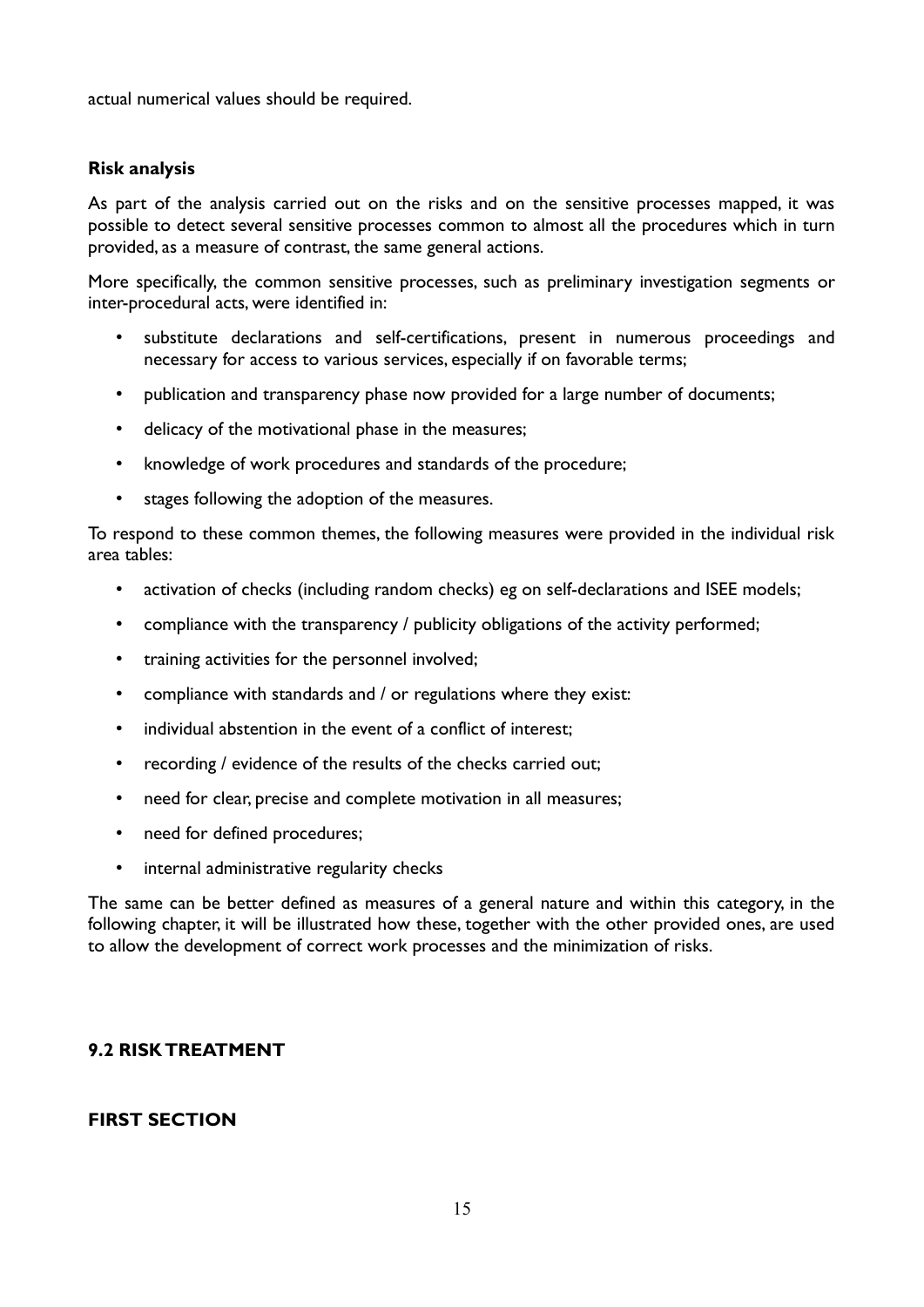actual numerical values should be required.

**Risk analysis**

As part of the analysis carried out on the risks and on the sensitive processes mapped, it was possible to detect several sensitive processes common to almost all the procedures which in turn provided, as a measure of contrast, the same general actions.

More specifically, the common sensitive processes, such as preliminary investigation segments or inter-procedural acts, were identified in:

- substitute declarations and self-certifications, present in numerous proceedings and necessary for access to various services, especially if on favorable terms;
- publication and transparency phase now provided for a large number of documents;
- delicacy of the motivational phase in the measures;
- knowledge of work procedures and standards of the procedure;
- stages following the adoption of the measures.

To respond to these common themes, the following measures were provided in the individual risk area tables:

- activation of checks (including random checks) eg on self-declarations and ISEE models;
- compliance with the transparency / publicity obligations of the activity performed;
- training activities for the personnel involved;
- compliance with standards and / or regulations where they exist:
- individual abstention in the event of a conflict of interest;
- recording / evidence of the results of the checks carried out;
- need for clear, precise and complete motivation in all measures;
- need for defined procedures;
- internal administrative regularity checks

The same can be better defined as measures of a general nature and within this category, in the following chapter, it will be illustrated how these, together with the other provided ones, are used to allow the development of correct work processes and the minimization of risks.

## 9.2 RISK TREATMENT

### FIRST SECTION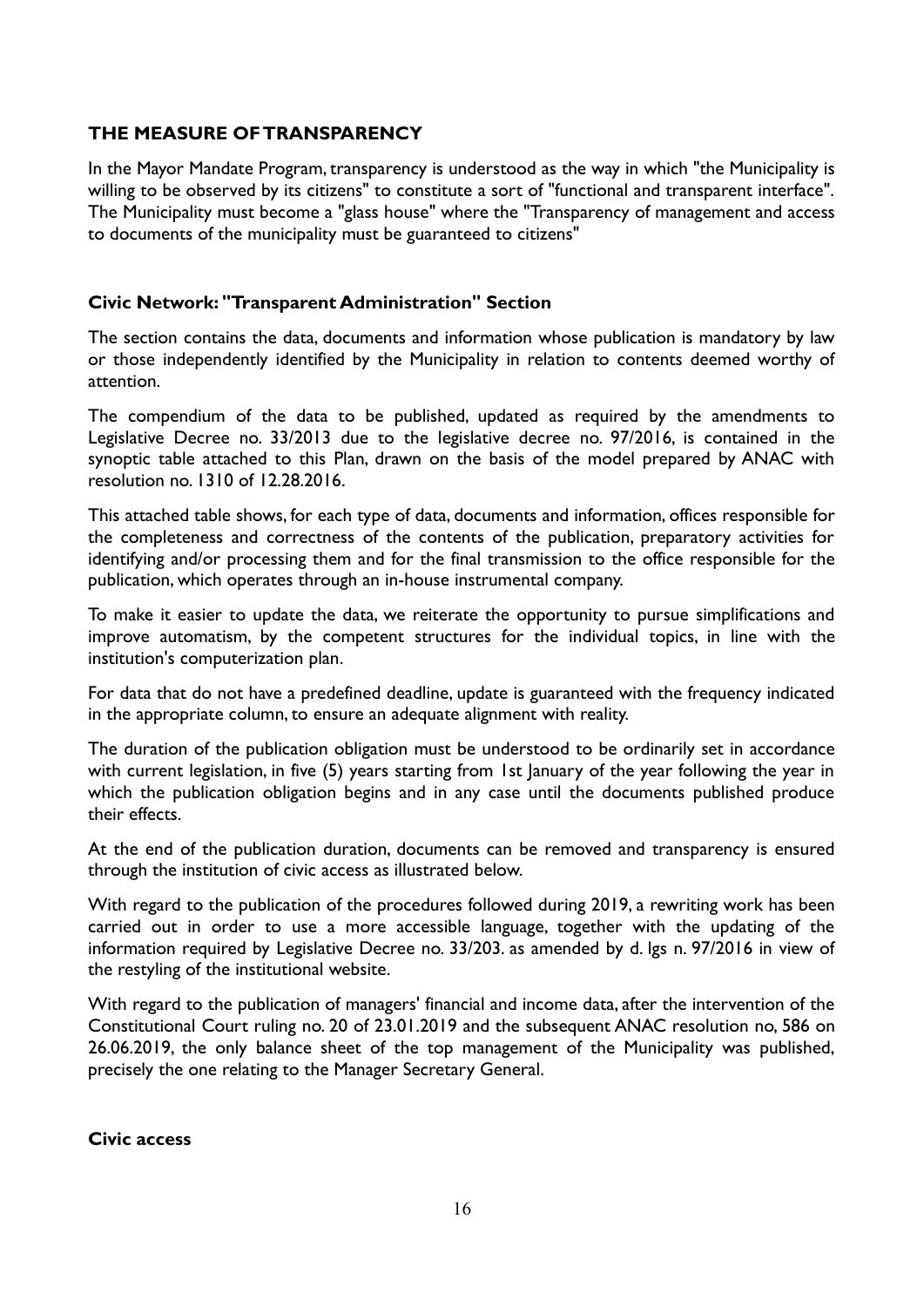## THE MEASURE OF TRANSPARENCY

In the Mayor Mandate Program, transparency is understood as the way in which "the Municipality is willing to be observed by its citizens" to constitute a sort of "functional and transparent interface". The Municipality must become a "glass house" where the "Transparency of management and access to documents of the municipality must be guaranteed to citizens"

### Civic Network: "Transparent Administration" Section

The section contains the data, documents and information whose publication is mandatory by law or those independently identified by the Municipality in relation to contents deemed worthy of attention.

The compendium of the data to be published, updated as required by the amendments to Legislative Decree no. 33/2013 due to the legislative decree no. 97/2016, is contained in the synoptic table attached to this Plan, drawn on the basis of the model prepared by ANAC with resolution no. 1310 of 12.28.2016.

This attached table shows, for each type of data, documents and information, offices responsible for the completeness and correctness of the contents of the publication, preparatory activities for identifying and/or processing them and for the final transmission to the office responsible for the publication, which operates through an in-house instrumental company.

To make it easier to update the data, we reiterate the opportunity to pursue simplifications and improve automatism, by the competent structures for the individual topics, in line with the institution's computerization plan.

For data that do not have a predefined deadline, update is guaranteed with the frequency indicated in the appropriate column, to ensure an adequate alignment with reality.

The duration of the publication obligation must be understood to be ordinarily set in accordance with current legislation, in five (5) years starting from 1st January of the year following the year in which the publication obligation begins and in any case until the documents published produce their effects.

At the end of the publication duration, documents can be removed and transparency is ensured through the institution of civic access as illustrated below.

With regard to the publication of the procedures followed during 2019, a rewriting work has been carried out in order to use a more accessible language, together with the updating of the information required by Legislative Decree no. 33/203. as amended by d. lgs n. 97/2016 in view of the restyling of the institutional website.

With regard to the publication of managers' financial and income data, after the intervention of the Constitutional Court ruling no. 20 of 23.01.2019 and the subsequent ANAC resolution no, 586 on 26.06.2019, the only balance sheet of the top management of the Municipality was published, precisely the one relating to the Manager Secretary General.

### Civic access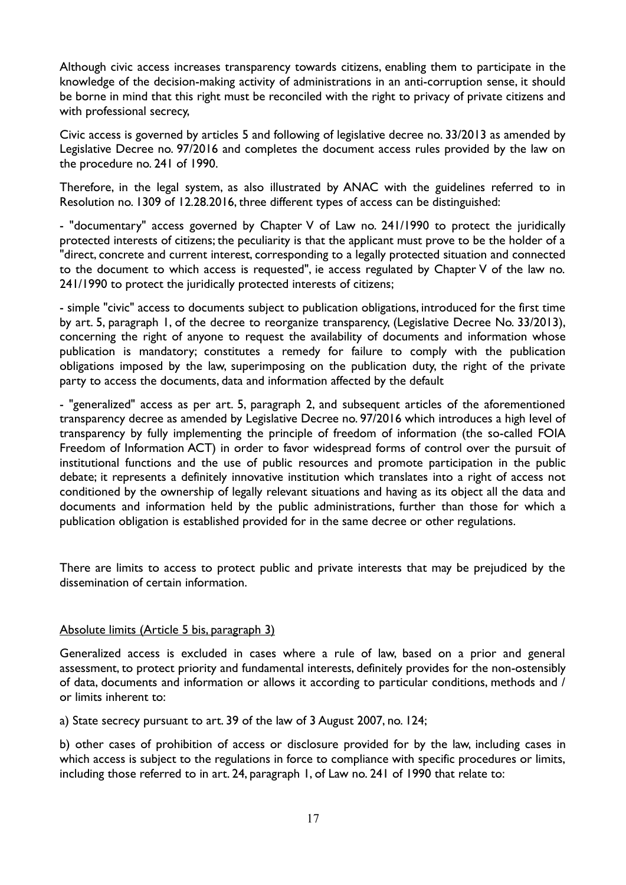Although civic access increases transparency towards citizens, enabling them to participate in the knowledge of the decision-making activity of administrations in an anti-corruption sense, it should be borne in mind that this right must be reconciled with the right to privacy of private citizens and with professional secrecy,

Civic access is governed by articles 5 and following of legislative decree no. 33/2013 as amended by Legislative Decree no. 97/2016 and completes the document access rules provided by the law on the procedure no. 241 of 1990.

Therefore, in the legal system, as also illustrated by ANAC with the guidelines referred to in Resolution no. 1309 of 12.28.2016, three different types of access can be distinguished:

- "documentary" access governed by Chapter V of Law no. 241/1990 to protect the juridically protected interests of citizens; the peculiarity is that the applicant must prove to be the holder of a "direct, concrete and current interest, corresponding to a legally protected situation and connected to the document to which access is requested", ie access regulated by Chapter V of the law no. 241/1990 to protect the juridically protected interests of citizens;

- simple "civic" access to documents subject to publication obligations, introduced for the first time by art. 5, paragraph 1, of the decree to reorganize transparency, (Legislative Decree No. 33/2013), concerning the right of anyone to request the availability of documents and information whose publication is mandatory; constitutes a remedy for failure to comply with the publication obligations imposed by the law, superimposing on the publication duty, the right of the private party to access the documents, data and information affected by the default

- "generalized" access as per art. 5, paragraph 2, and subsequent articles of the aforementioned transparency decree as amended by Legislative Decree no. 97/2016 which introduces a high level of transparency by fully implementing the principle of freedom of information (the so-called FOIA Freedom of Information ACT) in order to favor widespread forms of control over the pursuit of institutional functions and the use of public resources and promote participation in the public debate; it represents a definitely innovative institution which translates into a right of access not conditioned by the ownership of legally relevant situations and having as its object all the data and documents and information held by the public administrations, further than those for which a publication obligation is established provided for in the same decree or other regulations.

There are limits to access to protect public and private interests that may be prejudiced by the dissemination of certain information.

<u>Absolute limits (Article 5 bis, paragraph 3)</u>

Generalized access is excluded in cases where a rule of law, based on a prior and general assessment, to protect priority and fundamental interests, definitely provides for the non-ostensibly of data, documents and information or allows it according to particular conditions, methods and / or limits inherent to:

a) State secrecy pursuant to art. 39 of the law of 3 August 2007, no. 124;

b) other cases of prohibition of access or disclosure provided for by the law, including cases in which access is subject to the regulations in force to compliance with specific procedures or limits, including those referred to in art. 24, paragraph 1, of Law no. 241 of 1990 that relate to: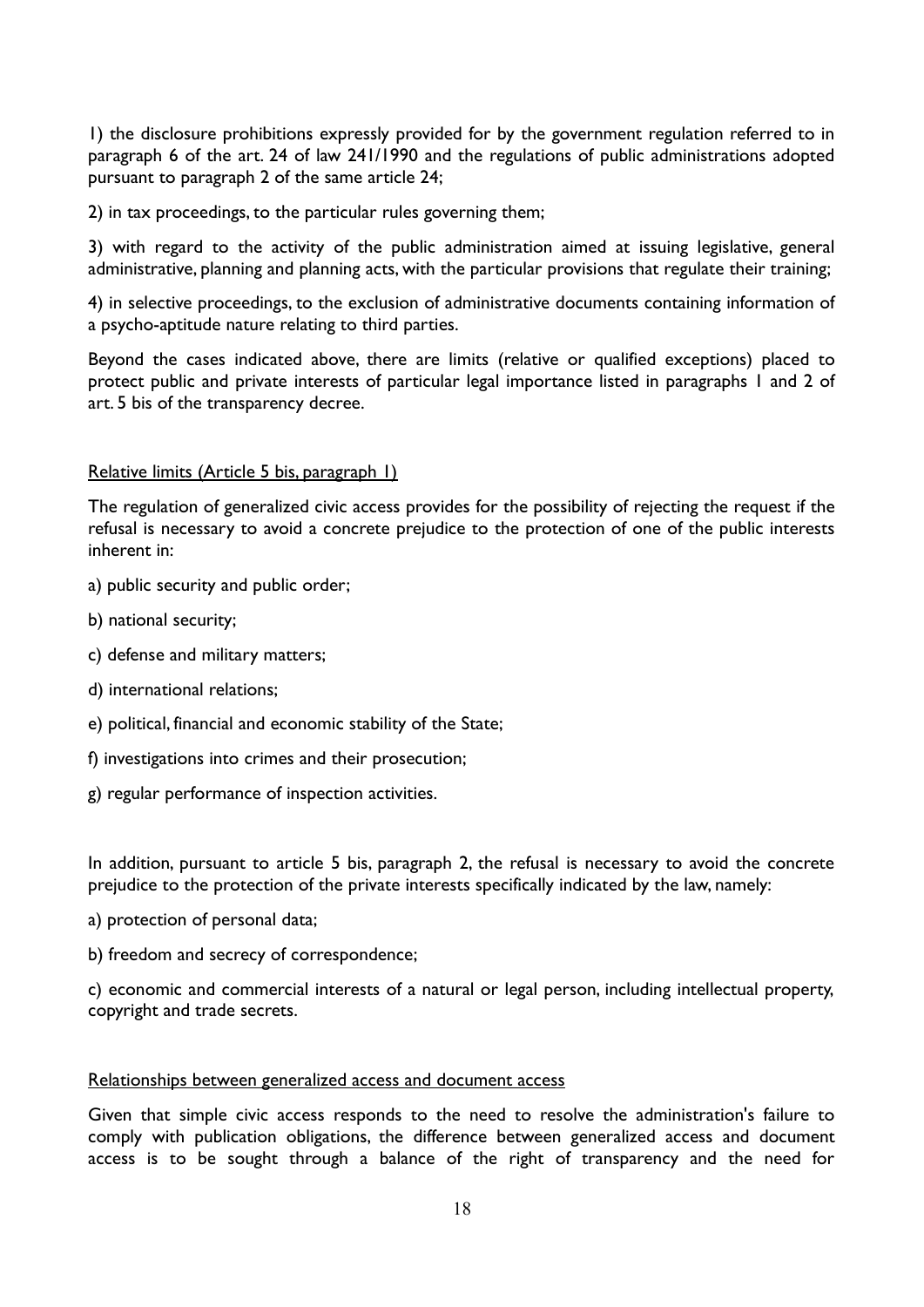1) the disclosure prohibitions expressly provided for by the government regulation referred to in paragraph 6 of the art. 24 of law 241/1990 and the regulations of public administrations adopted pursuant to paragraph 2 of the same article 24;

2) in tax proceedings, to the particular rules governing them;

3) with regard to the activity of the public administration aimed at issuing legislative, general administrative, planning and planning acts, with the particular provisions that regulate their training;

4) in selective proceedings, to the exclusion of administrative documents containing information of a psycho-aptitude nature relating to third parties.

Beyond the cases indicated above, there are limits (relative or qualified exceptions) placed to protect public and private interests of particular legal importance listed in paragraphs 1 and 2 of art. 5 bis of the transparency decree.

<u>Relative limits (Article 5 bis, paragraph 1)</u>

The regulation of generalized civic access provides for the possibility of rejecting the request if the refusal is necessary to avoid a concrete prejudice to the protection of one of the public interests inherent in:

a) public security and public order;

b) national security;

c) defense and military matters;

d) international relations;

e) political, financial and economic stability of the State;

f) investigations into crimes and their prosecution;

g) regular performance of inspection activities.

In addition, pursuant to article 5 bis, paragraph 2, the refusal is necessary to avoid the concrete prejudice to the protection of the private interests specifically indicated by the law, namely:

a) protection of personal data;

b) freedom and secrecy of correspondence;

c) economic and commercial interests of a natural or legal person, including intellectual property, copyright and trade secrets.

<u>Relationships between generalized access and document access</u>

Given that simple civic access responds to the need to resolve the administration's failure to comply with publication obligations, the difference between generalized access and document access is to be sought through a balance of the right of transparency and the need for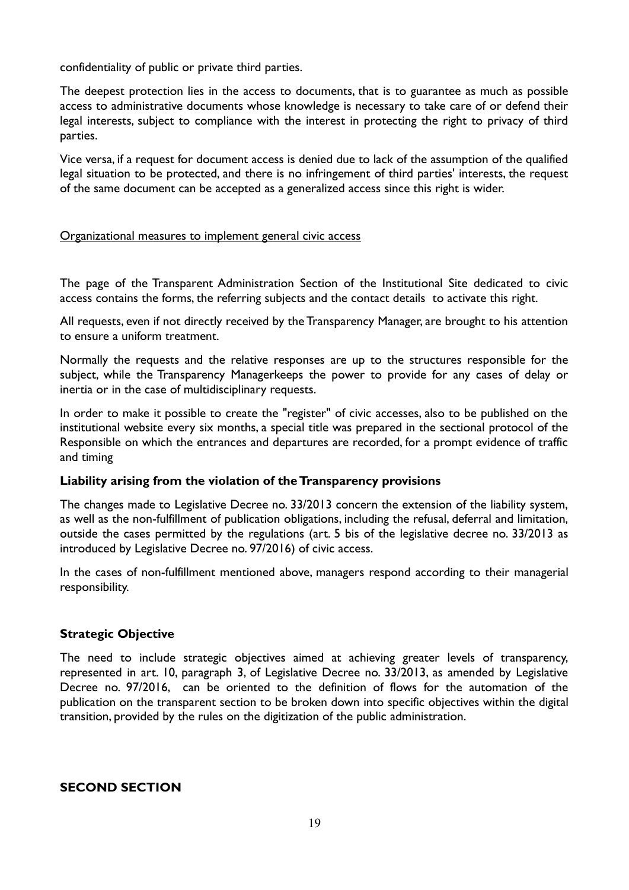confidentiality of public or private third parties.

The deepest protection lies in the access to documents, that is to guarantee as much as possible access to administrative documents whose knowledge is necessary to take care of or defend their legal interests, subject to compliance with the interest in protecting the right to privacy of third parties.

Vice versa, if a request for document access is denied due to lack of the assumption of the qualified legal situation to be protected, and there is no infringement of third parties' interests, the request of the same document can be accepted as a generalized access since this right is wider.

<u>Organizational measures to implement general civic access</u>

The page of the Transparent Administration Section of the Institutional Site dedicated to civic access contains the forms, the referring subjects and the contact details to activate this right.

All requests, even if not directly received by the Transparency Manager, are brought to his attention to ensure a uniform treatment.

Normally the requests and the relative responses are up to the structures responsible for the subject, while the Transparency Managerkeeps the power to provide for any cases of delay or inertia or in the case of multidisciplinary requests.

In order to make it possible to create the "register" of civic accesses, also to be published on the institutional website every six months, a special title was prepared in the sectional protocol of the Responsible on which the entrances and departures are recorded, for a prompt evidence of traffic and timing

**Liability arising from the violation of the Transparency provisions**

The changes made to Legislative Decree no. 33/2013 concern the extension of the liability system, as well as the non-fulfillment of publication obligations, including the refusal, deferral and limitation, outside the cases permitted by the regulations (art. 5 bis of the legislative decree no. 33/2013 as introduced by Legislative Decree no. 97/2016) of civic access.

In the cases of non-fulfillment mentioned above, managers respond according to their managerial responsibility.

**Strategic Objective**

The need to include strategic objectives aimed at achieving greater levels of transparency, represented in art. 10, paragraph 3, of Legislative Decree no. 33/2013, as amended by Legislative Decree no. 97/2016, can be oriented to the definition of flows for the automation of the publication on the transparent section to be broken down into specific objectives within the digital transition, provided by the rules on the digitization of the public administration.

**SECOND SECTION**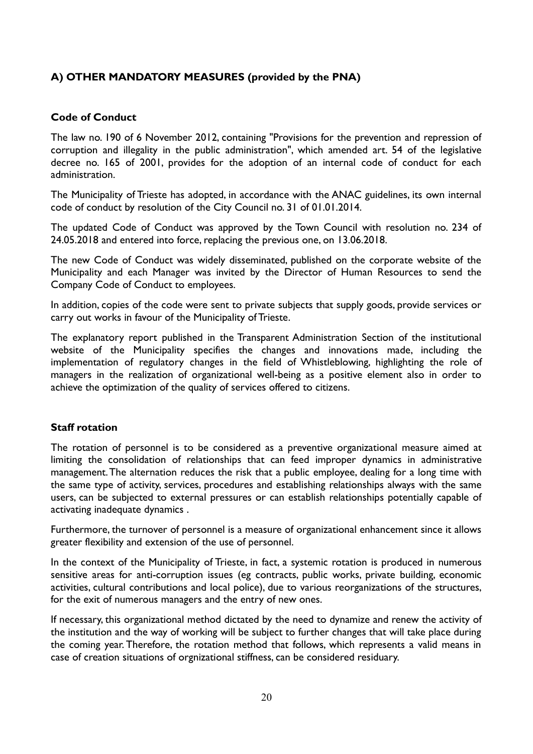## A) OTHER MANDATORY MEASURES (provided by the PNA)

### Code of Conduct

The law no. 190 of 6 November 2012, containing "Provisions for the prevention and repression of corruption and illegality in the public administration", which amended art. 54 of the legislative decree no. 165 of 2001, provides for the adoption of an internal code of conduct for each administration.

The Municipality of Trieste has adopted, in accordance with the ANAC guidelines, its own internal code of conduct by resolution of the City Council no. 31 of 01.01.2014.

The updated Code of Conduct was approved by the Town Council with resolution no. 234 of 24.05.2018 and entered into force, replacing the previous one, on 13.06.2018.

The new Code of Conduct was widely disseminated, published on the corporate website of the Municipality and each Manager was invited by the Director of Human Resources to send the Company Code of Conduct to employees.

In addition, copies of the code were sent to private subjects that supply goods, provide services or carry out works in favour of the Municipality of Trieste.

The explanatory report published in the Transparent Administration Section of the institutional website of the Municipality specifies the changes and innovations made, including the implementation of regulatory changes in the field of Whistleblowing, highlighting the role of managers in the realization of organizational well-being as a positive element also in order to achieve the optimization of the quality of services offered to citizens.

### Staff rotation

The rotation of personnel is to be considered as a preventive organizational measure aimed at limiting the consolidation of relationships that can feed improper dynamics in administrative management. The alternation reduces the risk that a public employee, dealing for a long time with the same type of activity, services, procedures and establishing relationships always with the same users, can be subjected to external pressures or can establish relationships potentially capable of activating inadequate dynamics .

Furthermore, the turnover of personnel is a measure of organizational enhancement since it allows greater flexibility and extension of the use of personnel.

In the context of the Municipality of Trieste, in fact, a systemic rotation is produced in numerous sensitive areas for anti-corruption issues (eg contracts, public works, private building, economic activities, cultural contributions and local police), due to various reorganizations of the structures, for the exit of numerous managers and the entry of new ones.

If necessary, this organizational method dictated by the need to dynamize and renew the activity of the institution and the way of working will be subject to further changes that will take place during the coming year. Therefore, the rotation method that follows, which represents a valid means in case of creation situations of orgnizational stiffness, can be considered residuary.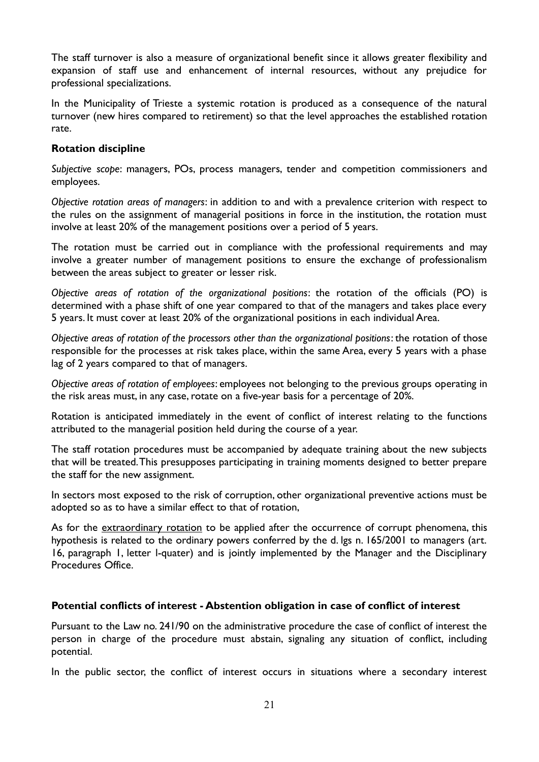The staff turnover is also a measure of organizational benefit since it allows greater flexibility and expansion of staff use and enhancement of internal resources, without any prejudice for professional specializations.

In the Municipality of Trieste a systemic rotation is produced as a consequence of the natural turnover (new hires compared to retirement) so that the level approaches the established rotation rate.

**Rotation discipline**

*Subjective scope*: managers, POs, process managers, tender and competition commissioners and employees.

*Objective rotation areas of managers*: in addition to and with a prevalence criterion with respect to the rules on the assignment of managerial positions in force in the institution, the rotation must involve at least 20% of the management positions over a period of 5 years.

The rotation must be carried out in compliance with the professional requirements and may involve a greater number of management positions to ensure the exchange of professionalism between the areas subject to greater or lesser risk.

*Objective areas of rotation of the organizational positions*: the rotation of the officials (PO) is determined with a phase shift of one year compared to that of the managers and takes place every 5 years. It must cover at least 20% of the organizational positions in each individual Area.

*Objective areas of rotation of the processors other than the organizational positions*: the rotation of those responsible for the processes at risk takes place, within the same Area, every 5 years with a phase lag of 2 years compared to that of managers.

*Objective areas of rotation of employees*: employees not belonging to the previous groups operating in the risk areas must, in any case, rotate on a five-year basis for a percentage of 20%.

Rotation is anticipated immediately in the event of conflict of interest relating to the functions attributed to the managerial position held during the course of a year.

The staff rotation procedures must be accompanied by adequate training about the new subjects that will be treated. This presupposes participating in training moments designed to better prepare the staff for the new assignment.

In sectors most exposed to the risk of corruption, other organizational preventive actions must be adopted so as to have a similar effect to that of rotation,

As for the extraordinary rotation to be applied after the occurrence of corrupt phenomena, this hypothesis is related to the ordinary powers conferred by the d. lgs n. 165/2001 to managers (art. 16, paragraph 1, letter l-quater) and is jointly implemented by the Manager and the Disciplinary Procedures Office.

**Potential conflicts of interest - Abstention obligation in case of conflict of interest**

Pursuant to the Law no. 241/90 on the administrative procedure the case of conflict of interest the person in charge of the procedure must abstain, signaling any situation of conflict, including potential.

In the public sector, the conflict of interest occurs in situations where a secondary interest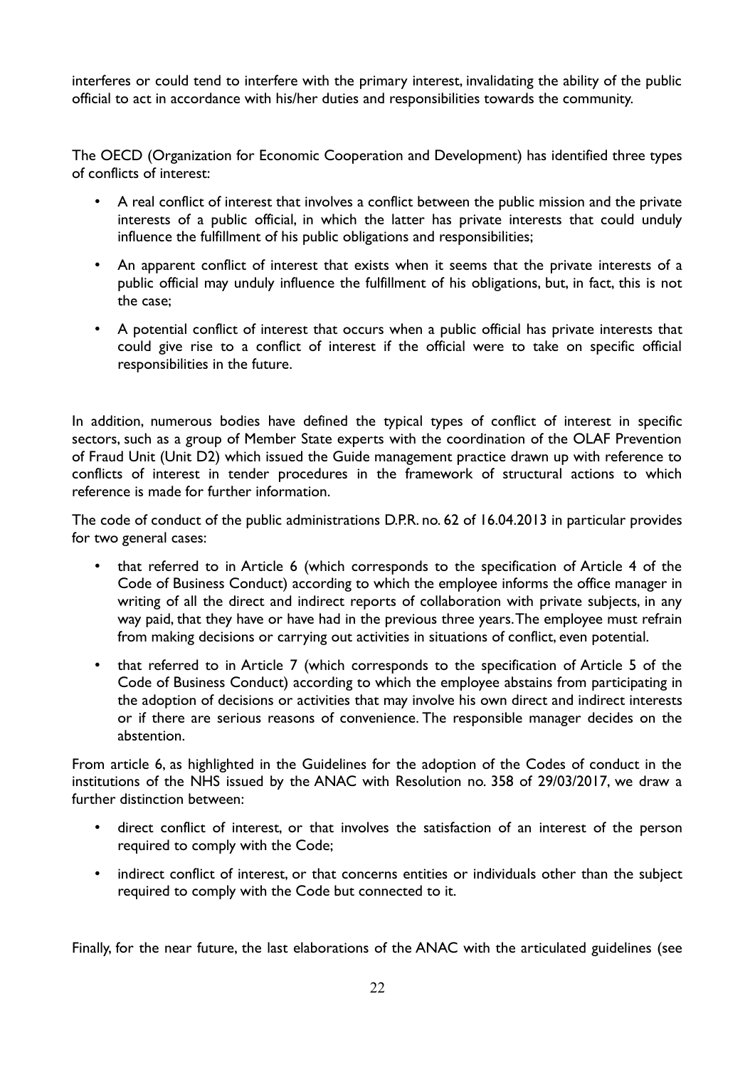interferes or could tend to interfere with the primary interest, invalidating the ability of the public official to act in accordance with his/her duties and responsibilities towards the community.

The OECD (Organization for Economic Cooperation and Development) has identified three types of conflicts of interest:

- A real conflict of interest that involves a conflict between the public mission and the private interests of a public official, in which the latter has private interests that could unduly influence the fulfillment of his public obligations and responsibilities;
- An apparent conflict of interest that exists when it seems that the private interests of a public official may unduly influence the fulfillment of his obligations, but, in fact, this is not the case;
- A potential conflict of interest that occurs when a public official has private interests that could give rise to a conflict of interest if the official were to take on specific official responsibilities in the future.

In addition, numerous bodies have defined the typical types of conflict of interest in specific sectors, such as a group of Member State experts with the coordination of the OLAF Prevention of Fraud Unit (Unit D2) which issued the Guide management practice drawn up with reference to conflicts of interest in tender procedures in the framework of structural actions to which reference is made for further information.

The code of conduct of the public administrations D.P.R. no. 62 of 16.04.2013 in particular provides for two general cases:

- that referred to in Article 6 (which corresponds to the specification of Article 4 of the Code of Business Conduct) according to which the employee informs the office manager in writing of all the direct and indirect reports of collaboration with private subjects, in any way paid, that they have or have had in the previous three years. The employee must refrain from making decisions or carrying out activities in situations of conflict, even potential.
- that referred to in Article 7 (which corresponds to the specification of Article 5 of the Code of Business Conduct) according to which the employee abstains from participating in the adoption of decisions or activities that may involve his own direct and indirect interests or if there are serious reasons of convenience. The responsible manager decides on the abstention.

From article 6, as highlighted in the Guidelines for the adoption of the Codes of conduct in the institutions of the NHS issued by the ANAC with Resolution no. 358 of 29/03/2017, we draw a further distinction between:

- direct conflict of interest, or that involves the satisfaction of an interest of the person required to comply with the Code;
- indirect conflict of interest, or that concerns entities or individuals other than the subject required to comply with the Code but connected to it.

Finally, for the near future, the last elaborations of the ANAC with the articulated guidelines (see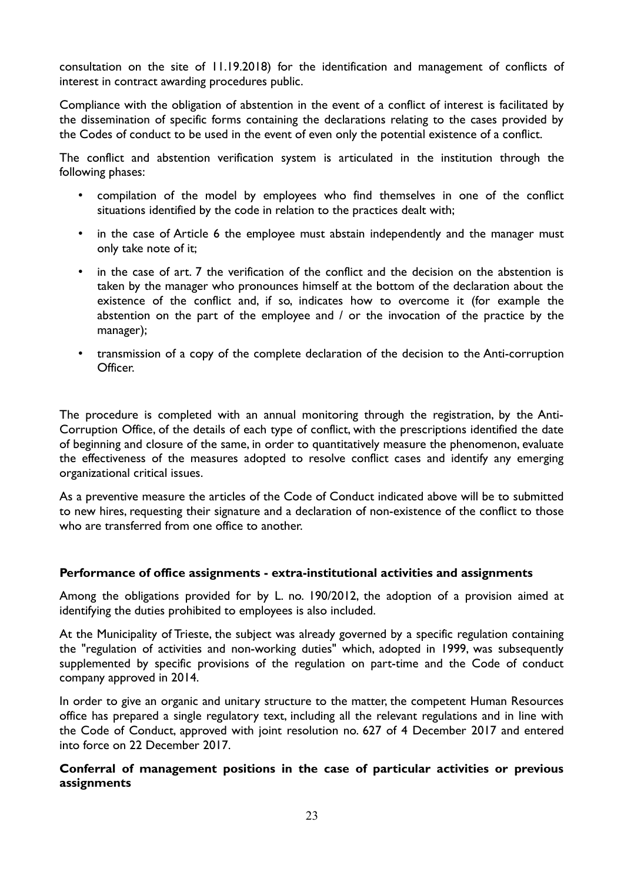consultation on the site of 11.19.2018) for the identification and management of conflicts of interest in contract awarding procedures public.

Compliance with the obligation of abstention in the event of a conflict of interest is facilitated by the dissemination of specific forms containing the declarations relating to the cases provided by the Codes of conduct to be used in the event of even only the potential existence of a conflict.

The conflict and abstention verification system is articulated in the institution through the following phases:

- compilation of the model by employees who find themselves in one of the conflict situations identified by the code in relation to the practices dealt with;
- in the case of Article 6 the employee must abstain independently and the manager must only take note of it;
- in the case of art. 7 the verification of the conflict and the decision on the abstention is taken by the manager who pronounces himself at the bottom of the declaration about the existence of the conflict and, if so, indicates how to overcome it (for example the abstention on the part of the employee and / or the invocation of the practice by the manager);
- transmission of a copy of the complete declaration of the decision to the Anti-corruption Officer.

The procedure is completed with an annual monitoring through the registration, by the Anti-Corruption Office, of the details of each type of conflict, with the prescriptions identified the date of beginning and closure of the same, in order to quantitatively measure the phenomenon, evaluate the effectiveness of the measures adopted to resolve conflict cases and identify any emerging organizational critical issues.

As a preventive measure the articles of the Code of Conduct indicated above will be to submitted to new hires, requesting their signature and a declaration of non-existence of the conflict to those who are transferred from one office to another.

**Performance of office assignments - extra-institutional activities and assignments**

Among the obligations provided for by L. no. 190/2012, the adoption of a provision aimed at identifying the duties prohibited to employees is also included.

At the Municipality of Trieste, the subject was already governed by a specific regulation containing the "regulation of activities and non-working duties" which, adopted in 1999, was subsequently supplemented by specific provisions of the regulation on part-time and the Code of conduct company approved in 2014.

In order to give an organic and unitary structure to the matter, the competent Human Resources office has prepared a single regulatory text, including all the relevant regulations and in line with the Code of Conduct, approved with joint resolution no. 627 of 4 December 2017 and entered into force on 22 December 2017.

**Conferral of management positions in the case of particular activities or previous assignments**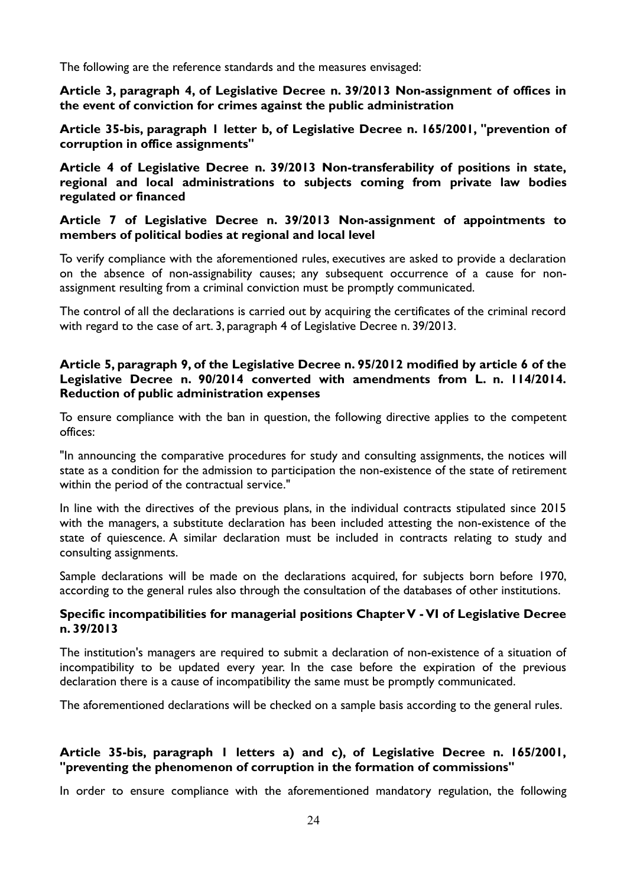The following are the reference standards and the measures envisaged:

**Article 3, paragraph 4, of Legislative Decree n. 39/2013 Non-assignment of offices in the event of conviction for crimes against the public administration**

**Article 35-bis, paragraph 1 letter b, of Legislative Decree n. 165/2001, "prevention of corruption in office assignments"**

**Article 4 of Legislative Decree n. 39/2013 Non-transferability of positions in state, regional and local administrations to subjects coming from private law bodies regulated or financed**

**Article 7 of Legislative Decree n. 39/2013 Non-assignment of appointments to members of political bodies at regional and local level**

To verify compliance with the aforementioned rules, executives are asked to provide a declaration on the absence of non-assignability causes; any subsequent occurrence of a cause for non-assignment resulting from a criminal conviction must be promptly communicated.

The control of all the declarations is carried out by acquiring the certificates of the criminal record with regard to the case of art. 3, paragraph 4 of Legislative Decree n. 39/2013.

**Article 5, paragraph 9, of the Legislative Decree n. 95/2012 modified by article 6 of the Legislative Decree n. 90/2014 converted with amendments from L. n. 114/2014. Reduction of public administration expenses**

To ensure compliance with the ban in question, the following directive applies to the competent offices:

"In announcing the comparative procedures for study and consulting assignments, the notices will state as a condition for the admission to participation the non-existence of the state of retirement within the period of the contractual service."

In line with the directives of the previous plans, in the individual contracts stipulated since 2015 with the managers, a substitute declaration has been included attesting the non-existence of the state of quiescence. A similar declaration must be included in contracts relating to study and consulting assignments.

Sample declarations will be made on the declarations acquired, for subjects born before 1970, according to the general rules also through the consultation of the databases of other institutions.

**Specific incompatibilities for managerial positions Chapter V - VI of Legislative Decree n. 39/2013**

The institution's managers are required to submit a declaration of non-existence of a situation of incompatibility to be updated every year. In the case before the expiration of the previous declaration there is a cause of incompatibility the same must be promptly communicated.

The aforementioned declarations will be checked on a sample basis according to the general rules.

**Article 35-bis, paragraph 1 letters a) and c), of Legislative Decree n. 165/2001, "preventing the phenomenon of corruption in the formation of commissions"**

In order to ensure compliance with the aforementioned mandatory regulation, the following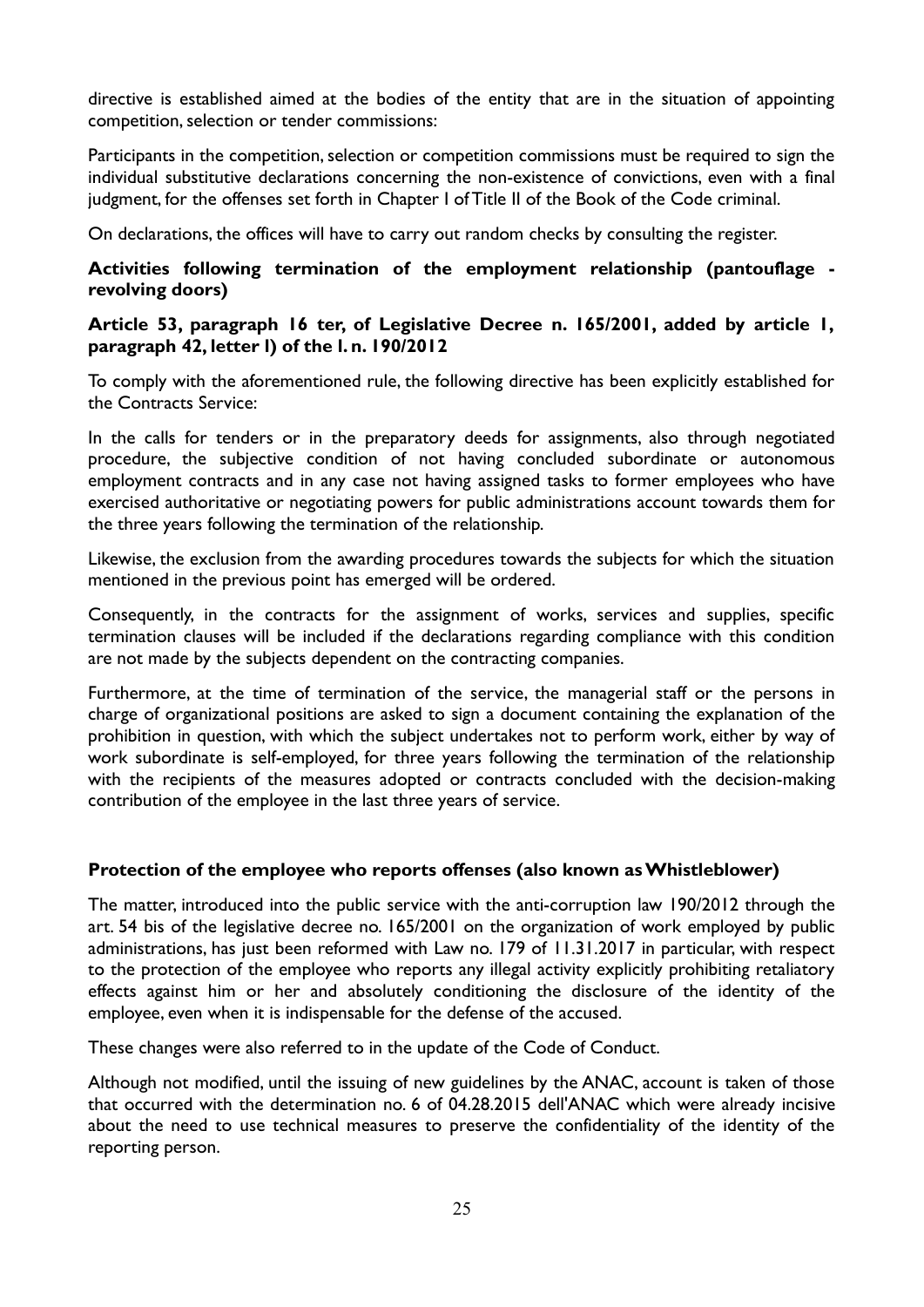directive is established aimed at the bodies of the entity that are in the situation of appointing competition, selection or tender commissions:

Participants in the competition, selection or competition commissions must be required to sign the individual substitutive declarations concerning the non-existence of convictions, even with a final judgment, for the offenses set forth in Chapter I of Title II of the Book of the Code criminal.

On declarations, the offices will have to carry out random checks by consulting the register.

**Activities following termination of the employment relationship (pantouflage - revolving doors)**

**Article 53, paragraph 16 ter, of Legislative Decree n. 165/2001, added by article 1, paragraph 42, letter l) of the l. n. 190/2012**

To comply with the aforementioned rule, the following directive has been explicitly established for the Contracts Service:

In the calls for tenders or in the preparatory deeds for assignments, also through negotiated procedure, the subjective condition of not having concluded subordinate or autonomous employment contracts and in any case not having assigned tasks to former employees who have exercised authoritative or negotiating powers for public administrations account towards them for the three years following the termination of the relationship.

Likewise, the exclusion from the awarding procedures towards the subjects for which the situation mentioned in the previous point has emerged will be ordered.

Consequently, in the contracts for the assignment of works, services and supplies, specific termination clauses will be included if the declarations regarding compliance with this condition are not made by the subjects dependent on the contracting companies.

Furthermore, at the time of termination of the service, the managerial staff or the persons in charge of organizational positions are asked to sign a document containing the explanation of the prohibition in question, with which the subject undertakes not to perform work, either by way of work subordinate is self-employed, for three years following the termination of the relationship with the recipients of the measures adopted or contracts concluded with the decision-making contribution of the employee in the last three years of service.

**Protection of the employee who reports offenses (also known as Whistleblower)**

The matter, introduced into the public service with the anti-corruption law 190/2012 through the art. 54 bis of the legislative decree no. 165/2001 on the organization of work employed by public administrations, has just been reformed with Law no. 179 of 11.31.2017 in particular, with respect to the protection of the employee who reports any illegal activity explicitly prohibiting retaliatory effects against him or her and absolutely conditioning the disclosure of the identity of the employee, even when it is indispensable for the defense of the accused.

These changes were also referred to in the update of the Code of Conduct.

Although not modified, until the issuing of new guidelines by the ANAC, account is taken of those that occurred with the determination no. 6 of 04.28.2015 dell'ANAC which were already incisive about the need to use technical measures to preserve the confidentiality of the identity of the reporting person.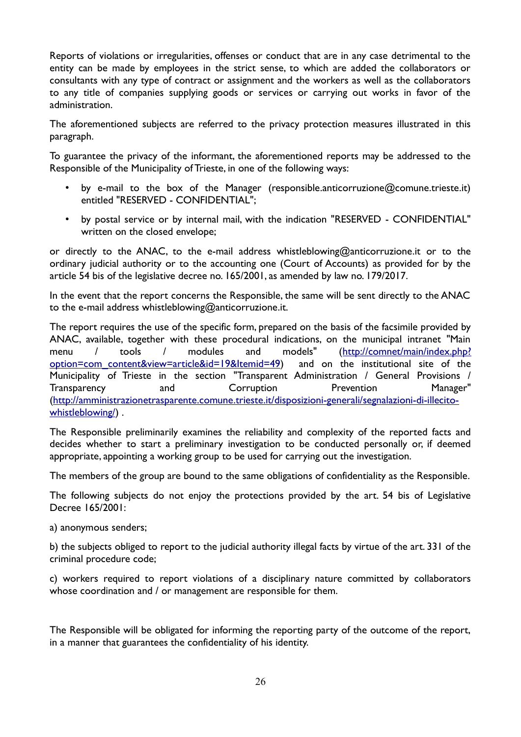Reports of violations or irregularities, offenses or conduct that are in any case detrimental to the entity can be made by employees in the strict sense, to which are added the collaborators or consultants with any type of contract or assignment and the workers as well as the collaborators to any title of companies supplying goods or services or carrying out works in favor of the administration.

The aforementioned subjects are referred to the privacy protection measures illustrated in this paragraph.

To guarantee the privacy of the informant, the aforementioned reports may be addressed to the Responsible of the Municipality of Trieste, in one of the following ways:

- by e-mail to the box of the Manager (responsible.anticorruzione@comune.trieste.it) entitled "RESERVED - CONFIDENTIAL";
- by postal service or by internal mail, with the indication "RESERVED - CONFIDENTIAL" written on the closed envelope;

or directly to the ANAC, to the e-mail address whistleblowing@anticorruzione.it or to the ordinary judicial authority or to the accounting one (Court of Accounts) as provided for by the article 54 bis of the legislative decree no. 165/2001, as amended by law no. 179/2017.

In the event that the report concerns the Responsible, the same will be sent directly to the ANAC to the e-mail address whistleblowing@anticorruzione.it.

The report requires the use of the specific form, prepared on the basis of the facsimile provided by ANAC, available, together with these procedural indications, on the municipal intranet "Main menu / tools / modules and models" (http://comnet/main/index.php?option=com_content&view=article&id=19&Itemid=49) and on the institutional site of the Municipality of Trieste in the section "Transparent Administration / General Provisions / Transparency and Corruption Prevention Manager" (http://amministrazionetrasparente.comune.trieste.it/disposizioni-generali/segnalazioni-di-illecito-whistleblowing/) .

The Responsible preliminarily examines the reliability and complexity of the reported facts and decides whether to start a preliminary investigation to be conducted personally or, if deemed appropriate, appointing a working group to be used for carrying out the investigation.

The members of the group are bound to the same obligations of confidentiality as the Responsible.

The following subjects do not enjoy the protections provided by the art. 54 bis of Legislative Decree 165/2001:

a) anonymous senders;

b) the subjects obliged to report to the judicial authority illegal facts by virtue of the art. 331 of the criminal procedure code;

c) workers required to report violations of a disciplinary nature committed by collaborators whose coordination and / or management are responsible for them.

The Responsible will be obligated for informing the reporting party of the outcome of the report, in a manner that guarantees the confidentiality of his identity.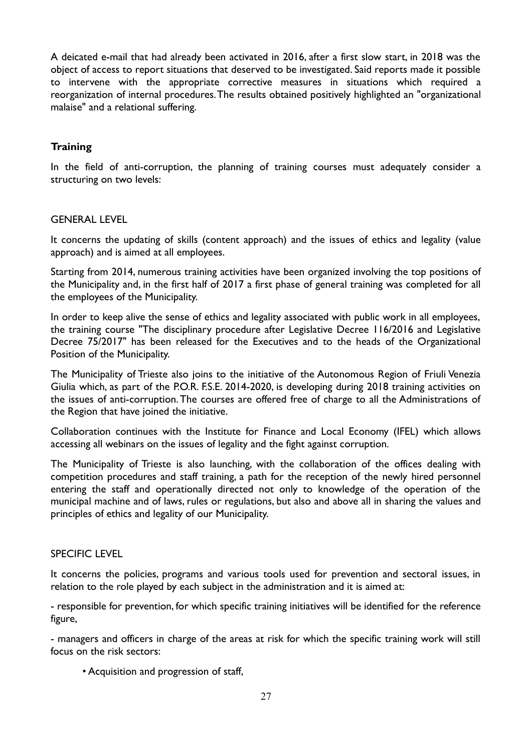A deicated e-mail that had already been activated in 2016, after a first slow start, in 2018 was the object of access to report situations that deserved to be investigated. Said reports made it possible to intervene with the appropriate corrective measures in situations which required a reorganization of internal procedures. The results obtained positively highlighted an "organizational malaise" and a relational suffering.

## Training

In the field of anti-corruption, the planning of training courses must adequately consider a structuring on two levels:

### GENERAL LEVEL

It concerns the updating of skills (content approach) and the issues of ethics and legality (value approach) and is aimed at all employees.

Starting from 2014, numerous training activities have been organized involving the top positions of the Municipality and, in the first half of 2017 a first phase of general training was completed for all the employees of the Municipality.

In order to keep alive the sense of ethics and legality associated with public work in all employees, the training course "The disciplinary procedure after Legislative Decree 116/2016 and Legislative Decree 75/2017" has been released for the Executives and to the heads of the Organizational Position of the Municipality.

The Municipality of Trieste also joins to the initiative of the Autonomous Region of Friuli Venezia Giulia which, as part of the P.O.R. F.S.E. 2014-2020, is developing during 2018 training activities on the issues of anti-corruption. The courses are offered free of charge to all the Administrations of the Region that have joined the initiative.

Collaboration continues with the Institute for Finance and Local Economy (IFEL) which allows accessing all webinars on the issues of legality and the fight against corruption.

The Municipality of Trieste is also launching, with the collaboration of the offices dealing with competition procedures and staff training, a path for the reception of the newly hired personnel entering the staff and operationally directed not only to knowledge of the operation of the municipal machine and of laws, rules or regulations, but also and above all in sharing the values and principles of ethics and legality of our Municipality.

### SPECIFIC LEVEL

It concerns the policies, programs and various tools used for prevention and sectoral issues, in relation to the role played by each subject in the administration and it is aimed at:

- responsible for prevention, for which specific training initiatives will be identified for the reference figure,
- managers and officers in charge of the areas at risk for which the specific training work will still focus on the risk sectors:
    - Acquisition and progression of staff,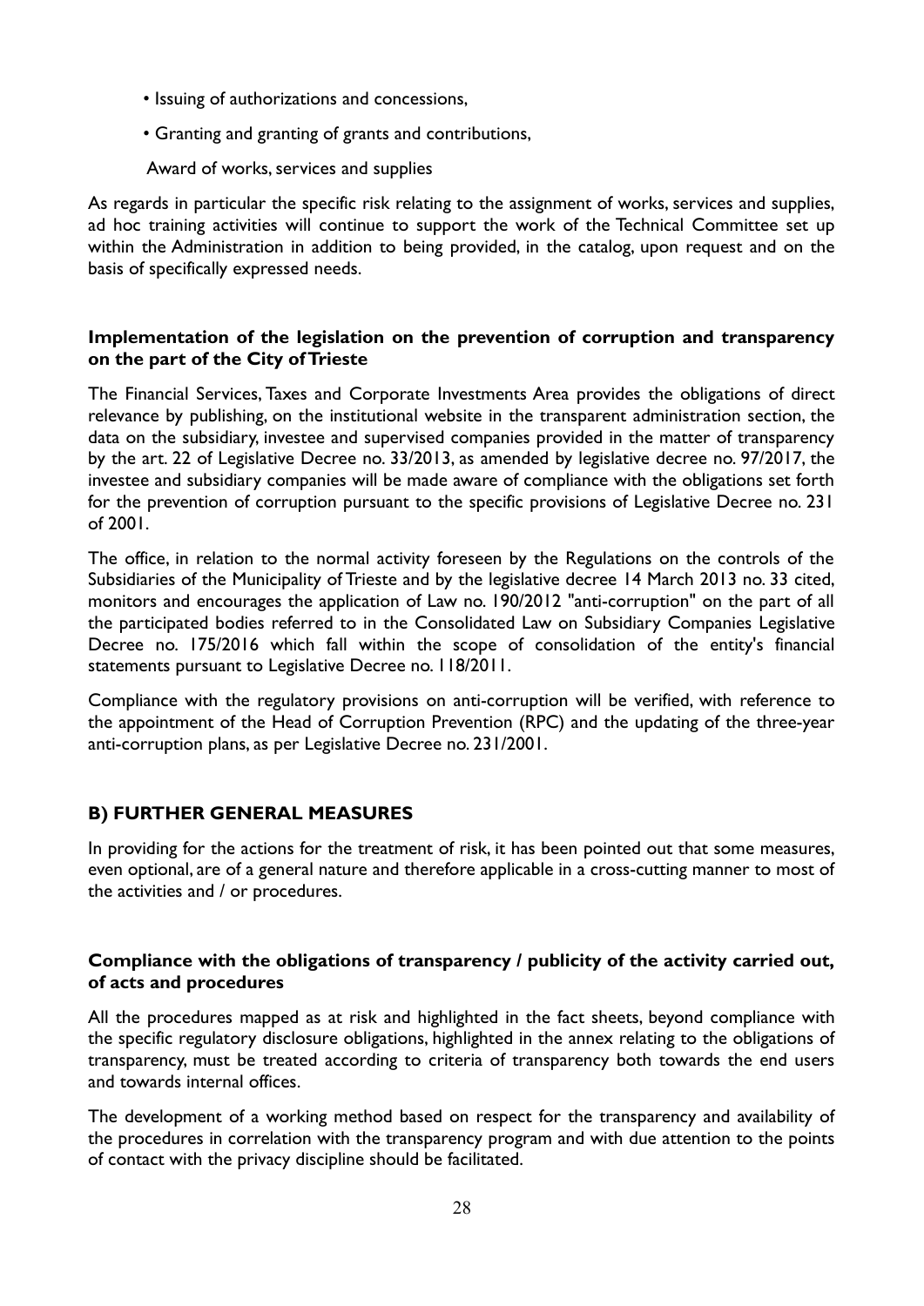- Issuing of authorizations and concessions,
- Granting and granting of grants and contributions,

Award of works, services and supplies

As regards in particular the specific risk relating to the assignment of works, services and supplies, ad hoc training activities will continue to support the work of the Technical Committee set up within the Administration in addition to being provided, in the catalog, upon request and on the basis of specifically expressed needs.

**Implementation of the legislation on the prevention of corruption and transparency on the part of the City of Trieste**

The Financial Services, Taxes and Corporate Investments Area provides the obligations of direct relevance by publishing, on the institutional website in the transparent administration section, the data on the subsidiary, investee and supervised companies provided in the matter of transparency by the art. 22 of Legislative Decree no. 33/2013, as amended by legislative decree no. 97/2017, the investee and subsidiary companies will be made aware of compliance with the obligations set forth for the prevention of corruption pursuant to the specific provisions of Legislative Decree no. 231 of 2001.

The office, in relation to the normal activity foreseen by the Regulations on the controls of the Subsidiaries of the Municipality of Trieste and by the legislative decree 14 March 2013 no. 33 cited, monitors and encourages the application of Law no. 190/2012 "anti-corruption" on the part of all the participated bodies referred to in the Consolidated Law on Subsidiary Companies Legislative Decree no. 175/2016 which fall within the scope of consolidation of the entity's financial statements pursuant to Legislative Decree no. 118/2011.

Compliance with the regulatory provisions on anti-corruption will be verified, with reference to the appointment of the Head of Corruption Prevention (RPC) and the updating of the three-year anti-corruption plans, as per Legislative Decree no. 231/2001.

## B) FURTHER GENERAL MEASURES

In providing for the actions for the treatment of risk, it has been pointed out that some measures, even optional, are of a general nature and therefore applicable in a cross-cutting manner to most of the activities and / or procedures.

**Compliance with the obligations of transparency / publicity of the activity carried out, of acts and procedures**

All the procedures mapped as at risk and highlighted in the fact sheets, beyond compliance with the specific regulatory disclosure obligations, highlighted in the annex relating to the obligations of transparency, must be treated according to criteria of transparency both towards the end users and towards internal offices.

The development of a working method based on respect for the transparency and availability of the procedures in correlation with the transparency program and with due attention to the points of contact with the privacy discipline should be facilitated.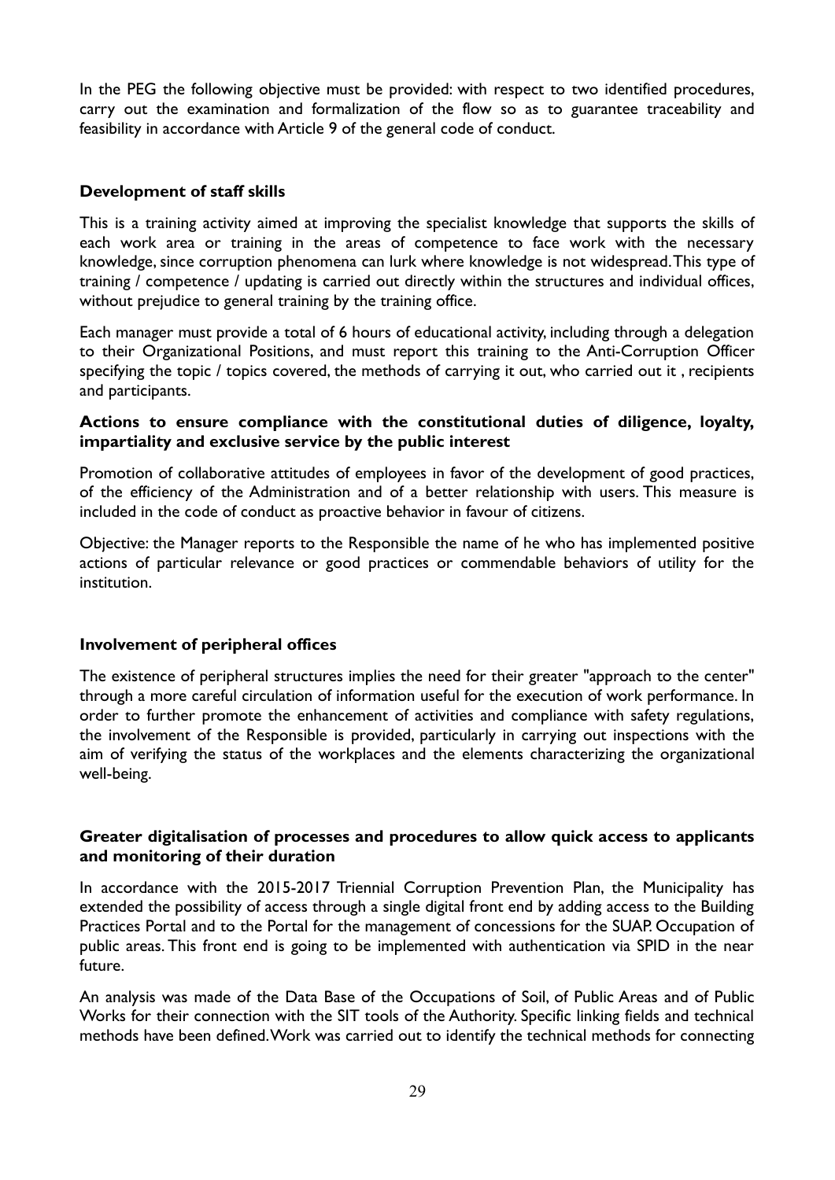In the PEG the following objective must be provided: with respect to two identified procedures, carry out the examination and formalization of the flow so as to guarantee traceability and feasibility in accordance with Article 9 of the general code of conduct.

**Development of staff skills**

This is a training activity aimed at improving the specialist knowledge that supports the skills of each work area or training in the areas of competence to face work with the necessary knowledge, since corruption phenomena can lurk where knowledge is not widespread. This type of training / competence / updating is carried out directly within the structures and individual offices, without prejudice to general training by the training office.

Each manager must provide a total of 6 hours of educational activity, including through a delegation to their Organizational Positions, and must report this training to the Anti-Corruption Officer specifying the topic / topics covered, the methods of carrying it out, who carried out it , recipients and participants.

**Actions to ensure compliance with the constitutional duties of diligence, loyalty, impartiality and exclusive service by the public interest**

Promotion of collaborative attitudes of employees in favor of the development of good practices, of the efficiency of the Administration and of a better relationship with users. This measure is included in the code of conduct as proactive behavior in favour of citizens.

Objective: the Manager reports to the Responsible the name of he who has implemented positive actions of particular relevance or good practices or commendable behaviors of utility for the institution.

**Involvement of peripheral offices**

The existence of peripheral structures implies the need for their greater "approach to the center" through a more careful circulation of information useful for the execution of work performance. In order to further promote the enhancement of activities and compliance with safety regulations, the involvement of the Responsible is provided, particularly in carrying out inspections with the aim of verifying the status of the workplaces and the elements characterizing the organizational well-being.

**Greater digitalisation of processes and procedures to allow quick access to applicants and monitoring of their duration**

In accordance with the 2015-2017 Triennial Corruption Prevention Plan, the Municipality has extended the possibility of access through a single digital front end by adding access to the Building Practices Portal and to the Portal for the management of concessions for the SUAP. Occupation of public areas. This front end is going to be implemented with authentication via SPID in the near future.

An analysis was made of the Data Base of the Occupations of Soil, of Public Areas and of Public Works for their connection with the SIT tools of the Authority. Specific linking fields and technical methods have been defined. Work was carried out to identify the technical methods for connecting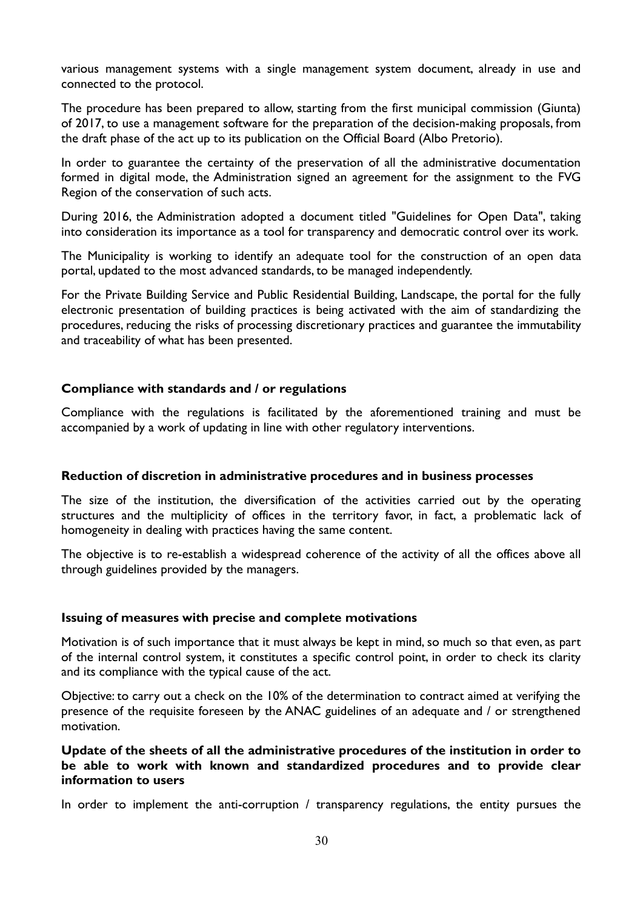various management systems with a single management system document, already in use and connected to the protocol.

The procedure has been prepared to allow, starting from the first municipal commission (Giunta) of 2017, to use a management software for the preparation of the decision-making proposals, from the draft phase of the act up to its publication on the Official Board (Albo Pretorio).

In order to guarantee the certainty of the preservation of all the administrative documentation formed in digital mode, the Administration signed an agreement for the assignment to the FVG Region of the conservation of such acts.

During 2016, the Administration adopted a document titled "Guidelines for Open Data", taking into consideration its importance as a tool for transparency and democratic control over its work.

The Municipality is working to identify an adequate tool for the construction of an open data portal, updated to the most advanced standards, to be managed independently.

For the Private Building Service and Public Residential Building, Landscape, the portal for the fully electronic presentation of building practices is being activated with the aim of standardizing the procedures, reducing the risks of processing discretionary practices and guarantee the immutability and traceability of what has been presented.

**Compliance with standards and / or regulations**

Compliance with the regulations is facilitated by the aforementioned training and must be accompanied by a work of updating in line with other regulatory interventions.

**Reduction of discretion in administrative procedures and in business processes**

The size of the institution, the diversification of the activities carried out by the operating structures and the multiplicity of offices in the territory favor, in fact, a problematic lack of homogeneity in dealing with practices having the same content.

The objective is to re-establish a widespread coherence of the activity of all the offices above all through guidelines provided by the managers.

**Issuing of measures with precise and complete motivations**

Motivation is of such importance that it must always be kept in mind, so much so that even, as part of the internal control system, it constitutes a specific control point, in order to check its clarity and its compliance with the typical cause of the act.

Objective: to carry out a check on the 10% of the determination to contract aimed at verifying the presence of the requisite foreseen by the ANAC guidelines of an adequate and / or strengthened motivation.

**Update of the sheets of all the administrative procedures of the institution in order to be able to work with known and standardized procedures and to provide clear information to users**

In order to implement the anti-corruption / transparency regulations, the entity pursues the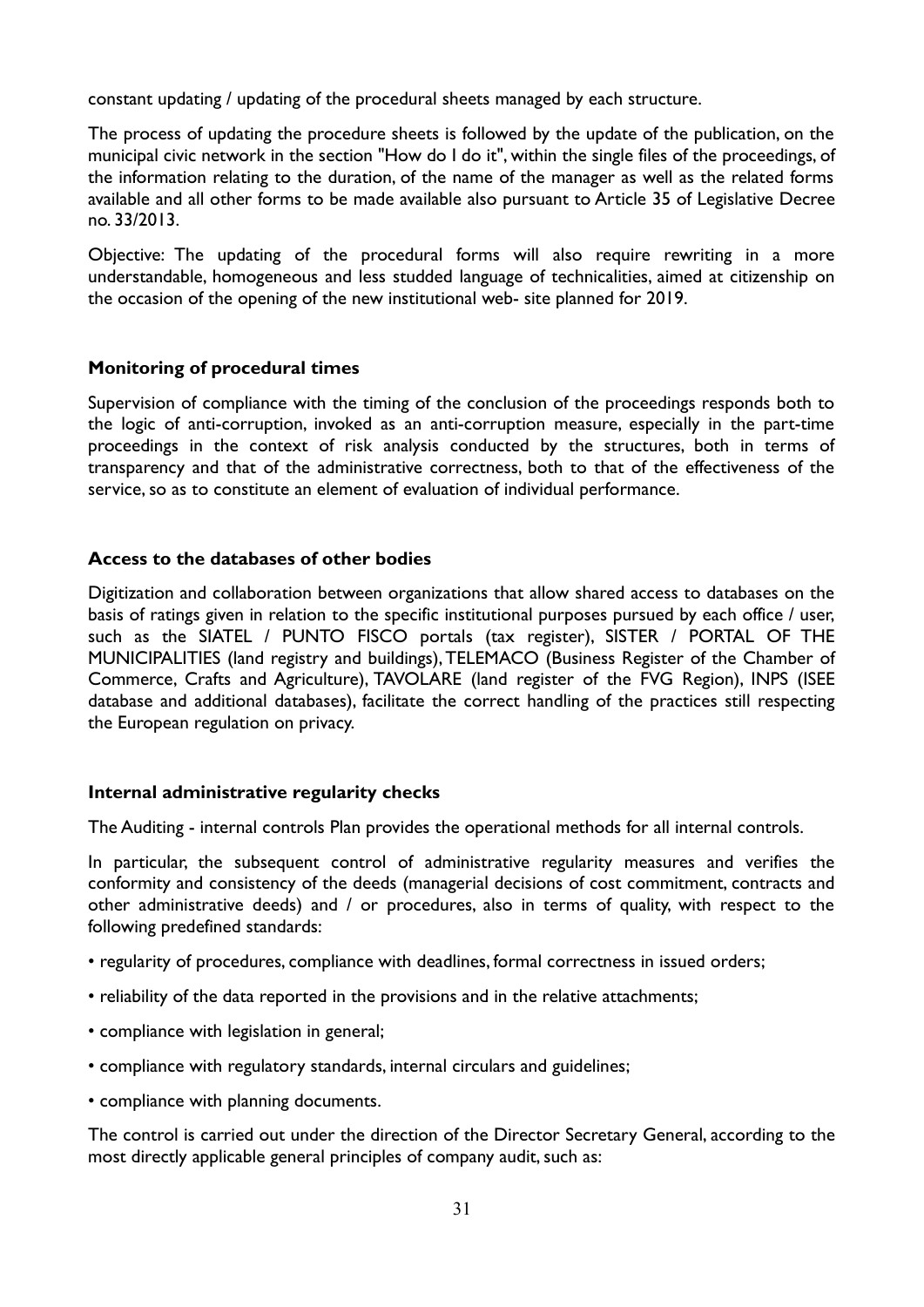constant updating / updating of the procedural sheets managed by each structure.

The process of updating the procedure sheets is followed by the update of the publication, on the municipal civic network in the section "How do I do it", within the single files of the proceedings, of the information relating to the duration, of the name of the manager as well as the related forms available and all other forms to be made available also pursuant to Article 35 of Legislative Decree no. 33/2013.

Objective: The updating of the procedural forms will also require rewriting in a more understandable, homogeneous and less studded language of technicalities, aimed at citizenship on the occasion of the opening of the new institutional web- site planned for 2019.

**Monitoring of procedural times**

Supervision of compliance with the timing of the conclusion of the proceedings responds both to the logic of anti-corruption, invoked as an anti-corruption measure, especially in the part-time proceedings in the context of risk analysis conducted by the structures, both in terms of transparency and that of the administrative correctness, both to that of the effectiveness of the service, so as to constitute an element of evaluation of individual performance.

**Access to the databases of other bodies**

Digitization and collaboration between organizations that allow shared access to databases on the basis of ratings given in relation to the specific institutional purposes pursued by each office / user, such as the SIATEL / PUNTO FISCO portals (tax register), SISTER / PORTAL OF THE MUNICIPALITIES (land registry and buildings), TELEMACO (Business Register of the Chamber of Commerce, Crafts and Agriculture), TAVOLARE (land register of the FVG Region), INPS (ISEE database and additional databases), facilitate the correct handling of the practices still respecting the European regulation on privacy.

**Internal administrative regularity checks**

The Auditing - internal controls Plan provides the operational methods for all internal controls.

In particular, the subsequent control of administrative regularity measures and verifies the conformity and consistency of the deeds (managerial decisions of cost commitment, contracts and other administrative deeds) and / or procedures, also in terms of quality, with respect to the following predefined standards:

- regularity of procedures, compliance with deadlines, formal correctness in issued orders;
- reliability of the data reported in the provisions and in the relative attachments;
- compliance with legislation in general;
- compliance with regulatory standards, internal circulars and guidelines;
- compliance with planning documents.

The control is carried out under the direction of the Director Secretary General, according to the most directly applicable general principles of company audit, such as: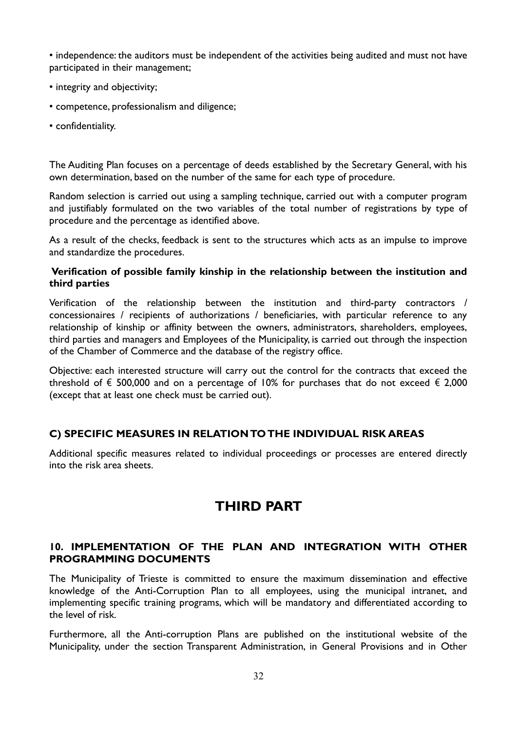- independence: the auditors must be independent of the activities being audited and must not have participated in their management;
- integrity and objectivity;
- competence, professionalism and diligence;
- confidentiality.

The Auditing Plan focuses on a percentage of deeds established by the Secretary General, with his own determination, based on the number of the same for each type of procedure.

Random selection is carried out using a sampling technique, carried out with a computer program and justifiably formulated on the two variables of the total number of registrations by type of procedure and the percentage as identified above.

As a result of the checks, feedback is sent to the structures which acts as an impulse to improve and standardize the procedures.

**Verification of possible family kinship in the relationship between the institution and third parties**

Verification of the relationship between the institution and third-party contractors / concessionaires / recipients of authorizations / beneficiaries, with particular reference to any relationship of kinship or affinity between the owners, administrators, shareholders, employees, third parties and managers and Employees of the Municipality, is carried out through the inspection of the Chamber of Commerce and the database of the registry office.

Objective: each interested structure will carry out the control for the contracts that exceed the threshold of € 500,000 and on a percentage of 10% for purchases that do not exceed € 2,000 (except that at least one check must be carried out).

### C) SPECIFIC MEASURES IN RELATION TO THE INDIVIDUAL RISK AREAS

Additional specific measures related to individual proceedings or processes are entered directly into the risk area sheets.

# THIRD PART

## 10. IMPLEMENTATION OF THE PLAN AND INTEGRATION WITH OTHER PROGRAMMING DOCUMENTS

The Municipality of Trieste is committed to ensure the maximum dissemination and effective knowledge of the Anti-Corruption Plan to all employees, using the municipal intranet, and implementing specific training programs, which will be mandatory and differentiated according to the level of risk.

Furthermore, all the Anti-corruption Plans are published on the institutional website of the Municipality, under the section Transparent Administration, in General Provisions and in Other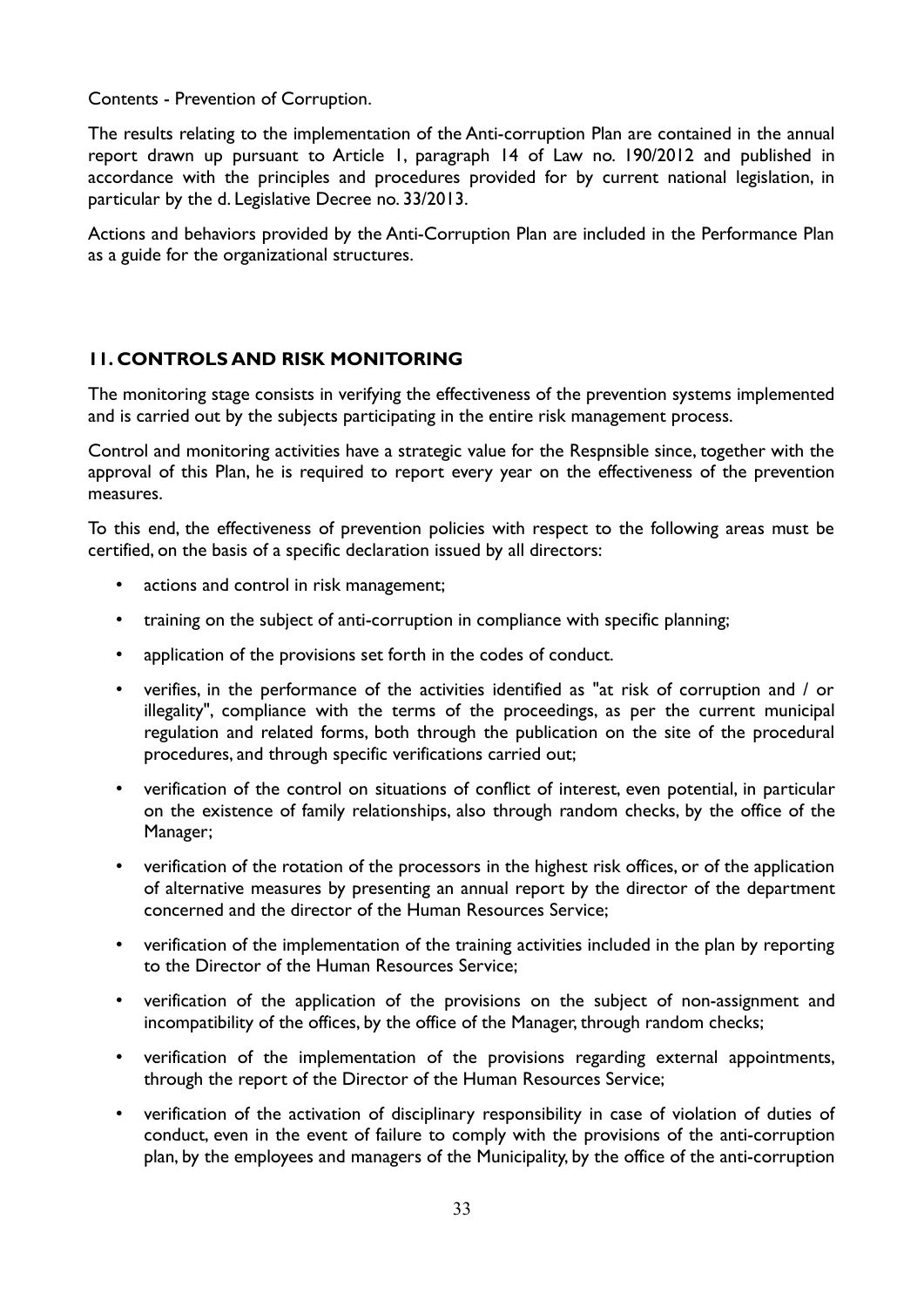Contents - Prevention of Corruption.

The results relating to the implementation of the Anti-corruption Plan are contained in the annual report drawn up pursuant to Article 1, paragraph 14 of Law no. 190/2012 and published in accordance with the principles and procedures provided for by current national legislation, in particular by the d. Legislative Decree no. 33/2013.

Actions and behaviors provided by the Anti-Corruption Plan are included in the Performance Plan as a guide for the organizational structures.

## 11. CONTROLS AND RISK MONITORING

The monitoring stage consists in verifying the effectiveness of the prevention systems implemented and is carried out by the subjects participating in the entire risk management process.

Control and monitoring activities have a strategic value for the Respnsible since, together with the approval of this Plan, he is required to report every year on the effectiveness of the prevention measures.

To this end, the effectiveness of prevention policies with respect to the following areas must be certified, on the basis of a specific declaration issued by all directors:

- actions and control in risk management;
- training on the subject of anti-corruption in compliance with specific planning;
- application of the provisions set forth in the codes of conduct.
- verifies, in the performance of the activities identified as "at risk of corruption and / or illegality", compliance with the terms of the proceedings, as per the current municipal regulation and related forms, both through the publication on the site of the procedural procedures, and through specific verifications carried out;
- verification of the control on situations of conflict of interest, even potential, in particular on the existence of family relationships, also through random checks, by the office of the Manager;
- verification of the rotation of the processors in the highest risk offices, or of the application of alternative measures by presenting an annual report by the director of the department concerned and the director of the Human Resources Service;
- verification of the implementation of the training activities included in the plan by reporting to the Director of the Human Resources Service;
- verification of the application of the provisions on the subject of non-assignment and incompatibility of the offices, by the office of the Manager, through random checks;
- verification of the implementation of the provisions regarding external appointments, through the report of the Director of the Human Resources Service;
- verification of the activation of disciplinary responsibility in case of violation of duties of conduct, even in the event of failure to comply with the provisions of the anti-corruption plan, by the employees and managers of the Municipality, by the office of the anti-corruption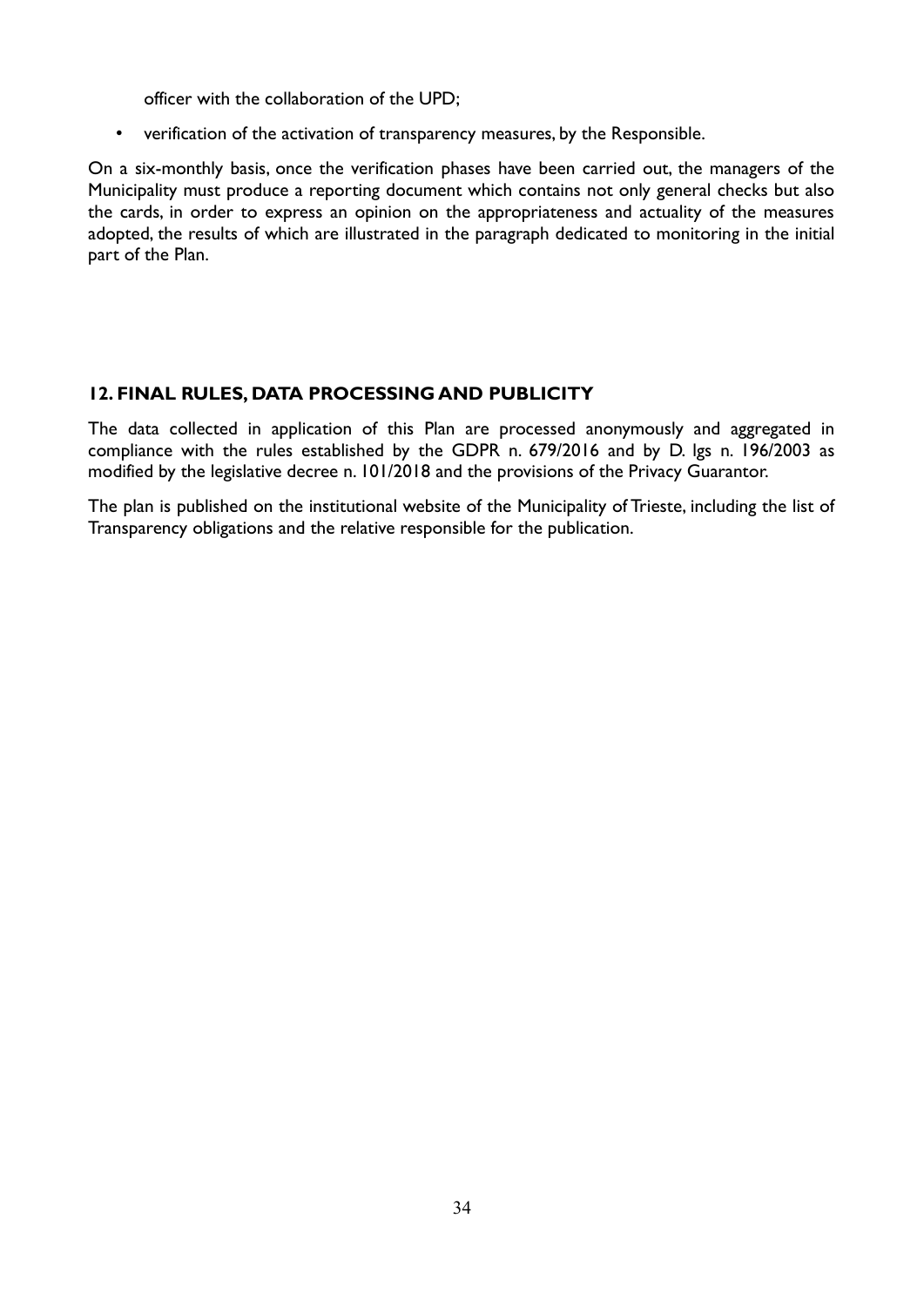officer with the collaboration of the UPD;

- verification of the activation of transparency measures, by the Responsible.

On a six-monthly basis, once the verification phases have been carried out, the managers of the Municipality must produce a reporting document which contains not only general checks but also the cards, in order to express an opinion on the appropriateness and actuality of the measures adopted, the results of which are illustrated in the paragraph dedicated to monitoring in the initial part of the Plan.

## 12. FINAL RULES, DATA PROCESSING AND PUBLICITY

The data collected in application of this Plan are processed anonymously and aggregated in compliance with the rules established by the GDPR n. 679/2016 and by D. lgs n. 196/2003 as modified by the legislative decree n. 101/2018 and the provisions of the Privacy Guarantor.

The plan is published on the institutional website of the Municipality of Trieste, including the list of Transparency obligations and the relative responsible for the publication.